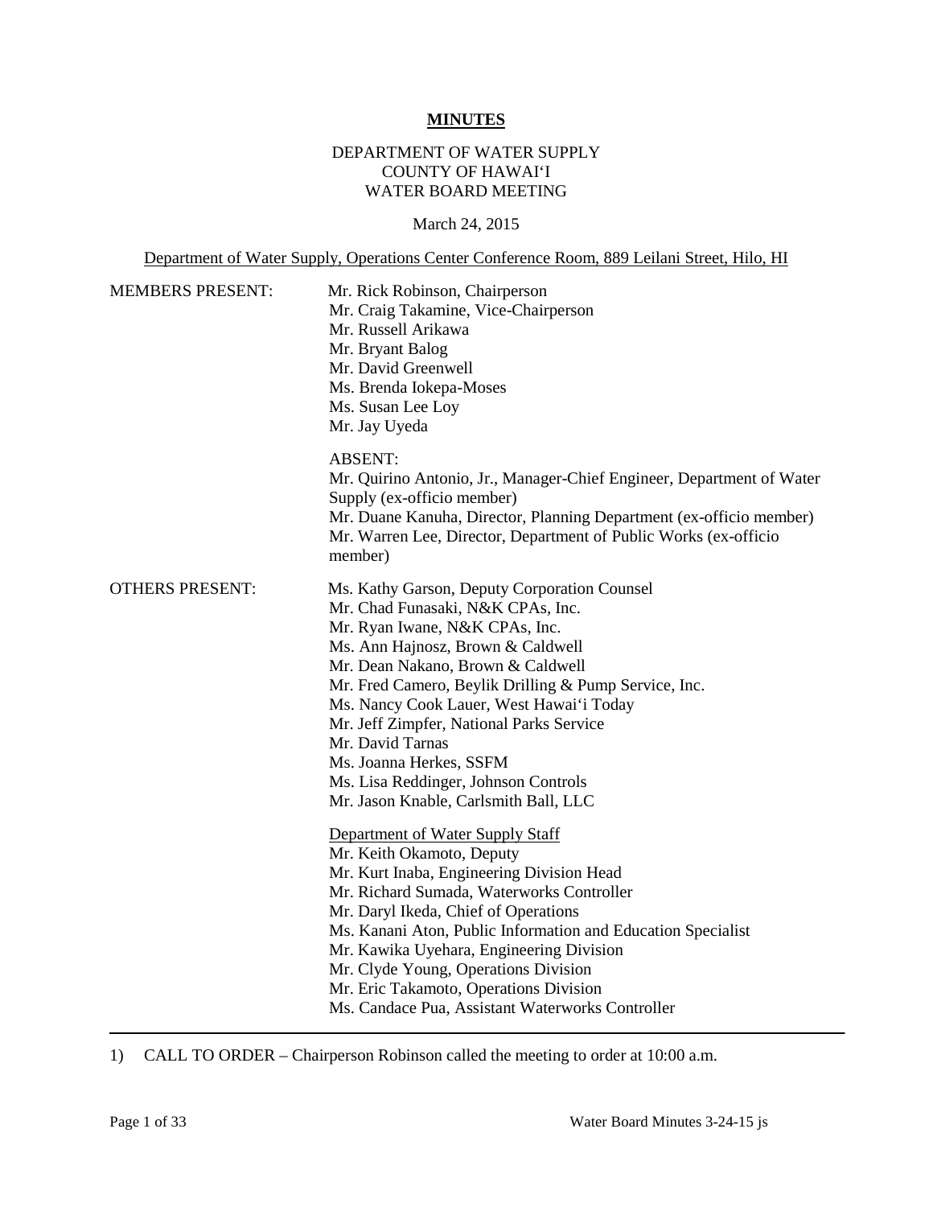# MINUTES

DEPARTMENT OF WATER SUPPLY
COUNTY OF HAWAI'I
WATER BOARD MEETING

March 24, 2015

Department of Water Supply, Operations Center Conference Room, 889 Leilani Street, Hilo, HI

MEMBERS PRESENT:
Mr. Rick Robinson, Chairperson
Mr. Craig Takamine, Vice-Chairperson
Mr. Russell Arikawa
Mr. Bryant Balog
Mr. David Greenwell
Ms. Brenda Iokepa-Moses
Ms. Susan Lee Loy
Mr. Jay Uyeda

ABSENT:
Mr. Quirino Antonio, Jr., Manager-Chief Engineer, Department of Water Supply (ex-officio member)
Mr. Duane Kanuha, Director, Planning Department (ex-officio member)
Mr. Warren Lee, Director, Department of Public Works (ex-officio member)

OTHERS PRESENT:
Ms. Kathy Garson, Deputy Corporation Counsel
Mr. Chad Funasaki, N&K CPAs, Inc.
Mr. Ryan Iwane, N&K CPAs, Inc.
Ms. Ann Hajnosz, Brown & Caldwell
Mr. Dean Nakano, Brown & Caldwell
Mr. Fred Camero, Beylik Drilling & Pump Service, Inc.
Ms. Nancy Cook Lauer, West Hawai'i Today
Mr. Jeff Zimpfer, National Parks Service
Mr. David Tarnas
Ms. Joanna Herkes, SSFM
Ms. Lisa Reddinger, Johnson Controls
Mr. Jason Knable, Carlsmith Ball, LLC

Department of Water Supply Staff
Mr. Keith Okamoto, Deputy
Mr. Kurt Inaba, Engineering Division Head
Mr. Richard Sumada, Waterworks Controller
Mr. Daryl Ikeda, Chief of Operations
Ms. Kanani Aton, Public Information and Education Specialist
Mr. Kawika Uyehara, Engineering Division
Mr. Clyde Young, Operations Division
Mr. Eric Takamoto, Operations Division
Ms. Candace Pua, Assistant Waterworks Controller

---

1) CALL TO ORDER – Chairperson Robinson called the meeting to order at 10:00 a.m.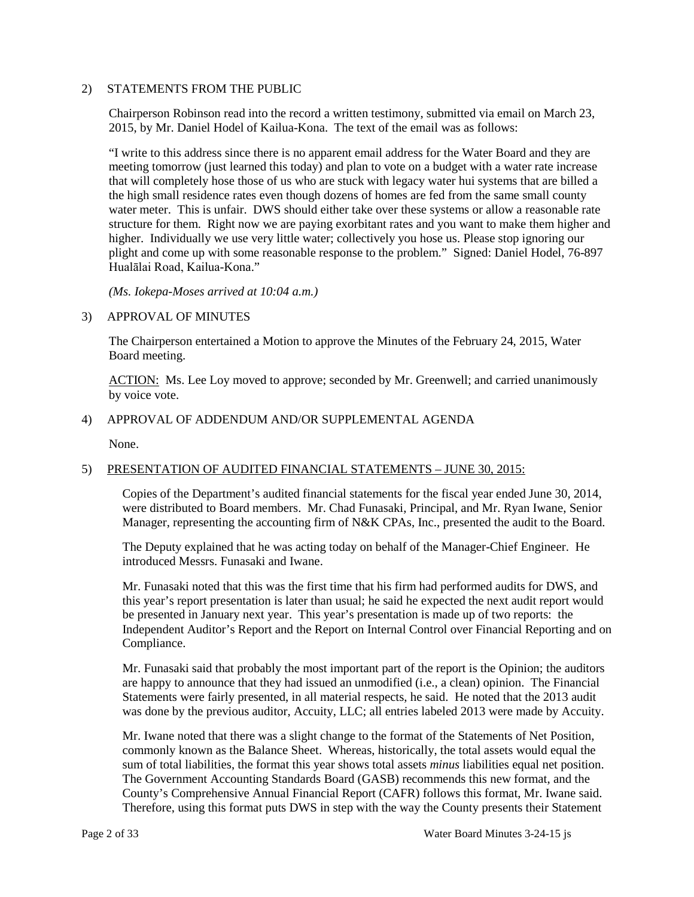2) STATEMENTS FROM THE PUBLIC

Chairperson Robinson read into the record a written testimony, submitted via email on March 23, 2015, by Mr. Daniel Hodel of Kailua-Kona. The text of the email was as follows:

"I write to this address since there is no apparent email address for the Water Board and they are meeting tomorrow (just learned this today) and plan to vote on a budget with a water rate increase that will completely hose those of us who are stuck with legacy water hui systems that are billed a the high small residence rates even though dozens of homes are fed from the same small county water meter. This is unfair. DWS should either take over these systems or allow a reasonable rate structure for them. Right now we are paying exorbitant rates and you want to make them higher and higher. Individually we use very little water; collectively you hose us. Please stop ignoring our plight and come up with some reasonable response to the problem." Signed: Daniel Hodel, 76-897 Hualālai Road, Kailua-Kona."

*(Ms. Iokepa-Moses arrived at 10:04 a.m.)*

3) APPROVAL OF MINUTES

The Chairperson entertained a Motion to approve the Minutes of the February 24, 2015, Water Board meeting.

ACTION: Ms. Lee Loy moved to approve; seconded by Mr. Greenwell; and carried unanimously by voice vote.

4) APPROVAL OF ADDENDUM AND/OR SUPPLEMENTAL AGENDA

None.

5) PRESENTATION OF AUDITED FINANCIAL STATEMENTS – JUNE 30, 2015:

Copies of the Department's audited financial statements for the fiscal year ended June 30, 2014, were distributed to Board members. Mr. Chad Funasaki, Principal, and Mr. Ryan Iwane, Senior Manager, representing the accounting firm of N&K CPAs, Inc., presented the audit to the Board.

The Deputy explained that he was acting today on behalf of the Manager-Chief Engineer. He introduced Messrs. Funasaki and Iwane.

Mr. Funasaki noted that this was the first time that his firm had performed audits for DWS, and this year's report presentation is later than usual; he said he expected the next audit report would be presented in January next year. This year's presentation is made up of two reports: the Independent Auditor's Report and the Report on Internal Control over Financial Reporting and on Compliance.

Mr. Funasaki said that probably the most important part of the report is the Opinion; the auditors are happy to announce that they had issued an unmodified (i.e., a clean) opinion. The Financial Statements were fairly presented, in all material respects, he said. He noted that the 2013 audit was done by the previous auditor, Accuity, LLC; all entries labeled 2013 were made by Accuity.

Mr. Iwane noted that there was a slight change to the format of the Statements of Net Position, commonly known as the Balance Sheet. Whereas, historically, the total assets would equal the sum of total liabilities, the format this year shows total assets *minus* liabilities equal net position. The Government Accounting Standards Board (GASB) recommends this new format, and the County's Comprehensive Annual Financial Report (CAFR) follows this format, Mr. Iwane said. Therefore, using this format puts DWS in step with the way the County presents their Statement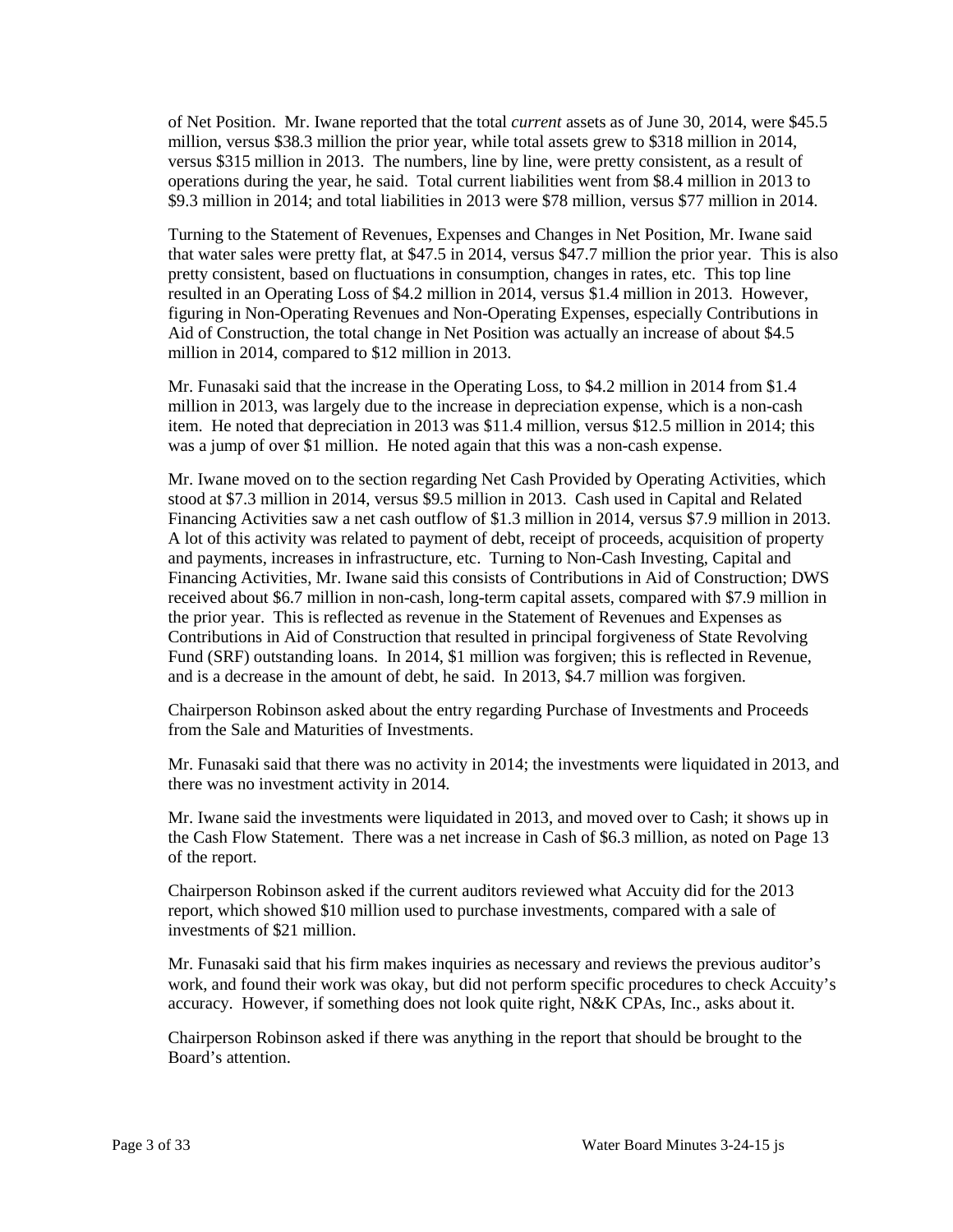of Net Position. Mr. Iwane reported that the total *current* assets as of June 30, 2014, were $45.5 million, versus $38.3 million the prior year, while total assets grew to $318 million in 2014, versus $315 million in 2013. The numbers, line by line, were pretty consistent, as a result of operations during the year, he said. Total current liabilities went from $8.4 million in 2013 to $9.3 million in 2014; and total liabilities in 2013 were $78 million, versus $77 million in 2014.

Turning to the Statement of Revenues, Expenses and Changes in Net Position, Mr. Iwane said that water sales were pretty flat, at $47.5 in 2014, versus $47.7 million the prior year. This is also pretty consistent, based on fluctuations in consumption, changes in rates, etc. This top line resulted in an Operating Loss of $4.2 million in 2014, versus $1.4 million in 2013. However, figuring in Non-Operating Revenues and Non-Operating Expenses, especially Contributions in Aid of Construction, the total change in Net Position was actually an increase of about $4.5 million in 2014, compared to $12 million in 2013.

Mr. Funasaki said that the increase in the Operating Loss, to $4.2 million in 2014 from $1.4 million in 2013, was largely due to the increase in depreciation expense, which is a non-cash item. He noted that depreciation in 2013 was $11.4 million, versus $12.5 million in 2014; this was a jump of over $1 million. He noted again that this was a non-cash expense.

Mr. Iwane moved on to the section regarding Net Cash Provided by Operating Activities, which stood at $7.3 million in 2014, versus $9.5 million in 2013. Cash used in Capital and Related Financing Activities saw a net cash outflow of $1.3 million in 2014, versus $7.9 million in 2013. A lot of this activity was related to payment of debt, receipt of proceeds, acquisition of property and payments, increases in infrastructure, etc. Turning to Non-Cash Investing, Capital and Financing Activities, Mr. Iwane said this consists of Contributions in Aid of Construction; DWS received about $6.7 million in non-cash, long-term capital assets, compared with $7.9 million in the prior year. This is reflected as revenue in the Statement of Revenues and Expenses as Contributions in Aid of Construction that resulted in principal forgiveness of State Revolving Fund (SRF) outstanding loans. In 2014, $1 million was forgiven; this is reflected in Revenue, and is a decrease in the amount of debt, he said. In 2013, $4.7 million was forgiven.

Chairperson Robinson asked about the entry regarding Purchase of Investments and Proceeds from the Sale and Maturities of Investments.

Mr. Funasaki said that there was no activity in 2014; the investments were liquidated in 2013, and there was no investment activity in 2014.

Mr. Iwane said the investments were liquidated in 2013, and moved over to Cash; it shows up in the Cash Flow Statement. There was a net increase in Cash of $6.3 million, as noted on Page 13 of the report.

Chairperson Robinson asked if the current auditors reviewed what Accuity did for the 2013 report, which showed $10 million used to purchase investments, compared with a sale of investments of $21 million.

Mr. Funasaki said that his firm makes inquiries as necessary and reviews the previous auditor's work, and found their work was okay, but did not perform specific procedures to check Accuity's accuracy. However, if something does not look quite right, N&K CPAs, Inc., asks about it.

Chairperson Robinson asked if there was anything in the report that should be brought to the Board's attention.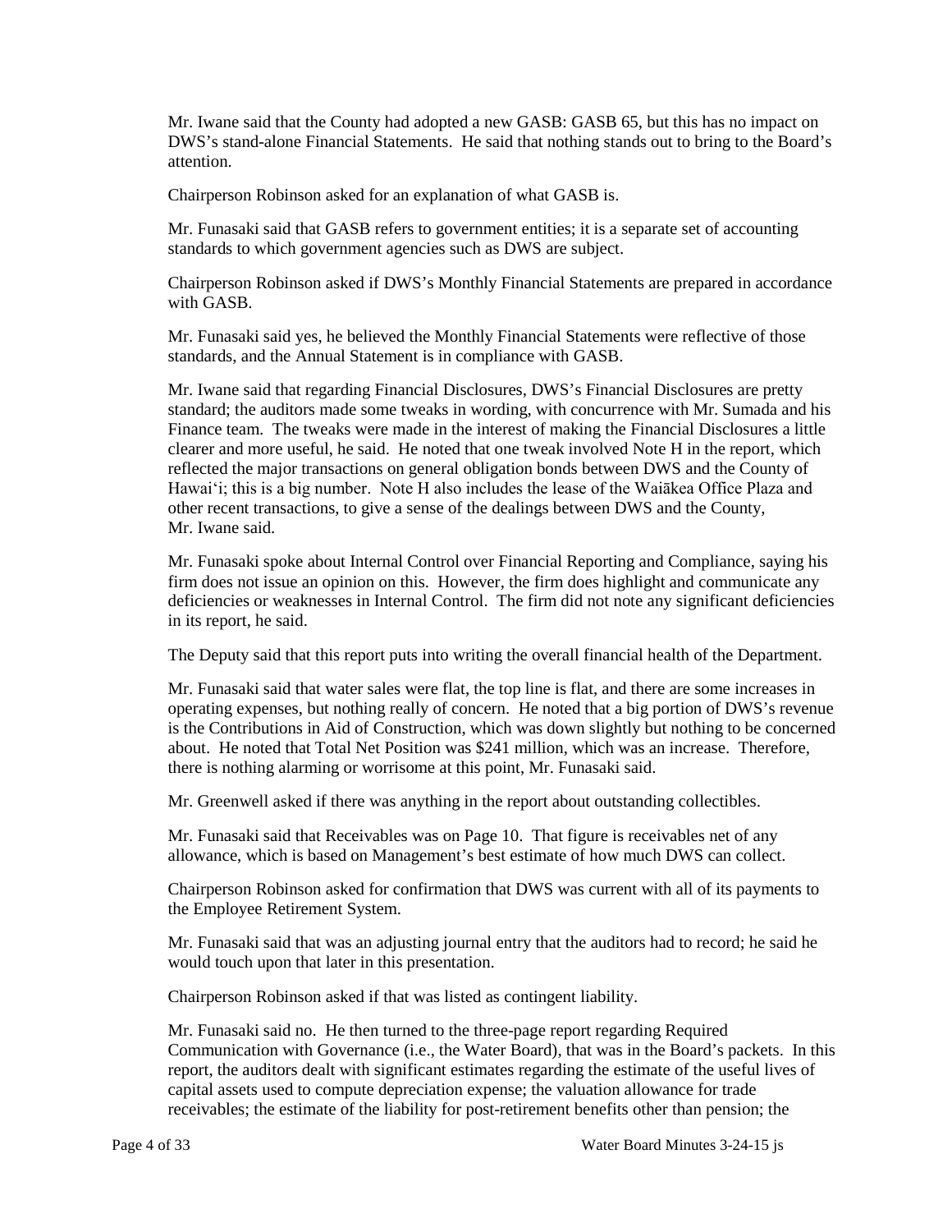Mr. Iwane said that the County had adopted a new GASB: GASB 65, but this has no impact on DWS's stand-alone Financial Statements. He said that nothing stands out to bring to the Board's attention.

Chairperson Robinson asked for an explanation of what GASB is.

Mr. Funasaki said that GASB refers to government entities; it is a separate set of accounting standards to which government agencies such as DWS are subject.

Chairperson Robinson asked if DWS's Monthly Financial Statements are prepared in accordance with GASB.

Mr. Funasaki said yes, he believed the Monthly Financial Statements were reflective of those standards, and the Annual Statement is in compliance with GASB.

Mr. Iwane said that regarding Financial Disclosures, DWS's Financial Disclosures are pretty standard; the auditors made some tweaks in wording, with concurrence with Mr. Sumada and his Finance team. The tweaks were made in the interest of making the Financial Disclosures a little clearer and more useful, he said. He noted that one tweak involved Note H in the report, which reflected the major transactions on general obligation bonds between DWS and the County of Hawai'i; this is a big number. Note H also includes the lease of the Waiākea Office Plaza and other recent transactions, to give a sense of the dealings between DWS and the County, Mr. Iwane said.

Mr. Funasaki spoke about Internal Control over Financial Reporting and Compliance, saying his firm does not issue an opinion on this. However, the firm does highlight and communicate any deficiencies or weaknesses in Internal Control. The firm did not note any significant deficiencies in its report, he said.

The Deputy said that this report puts into writing the overall financial health of the Department.

Mr. Funasaki said that water sales were flat, the top line is flat, and there are some increases in operating expenses, but nothing really of concern. He noted that a big portion of DWS's revenue is the Contributions in Aid of Construction, which was down slightly but nothing to be concerned about. He noted that Total Net Position was $241 million, which was an increase. Therefore, there is nothing alarming or worrisome at this point, Mr. Funasaki said.

Mr. Greenwell asked if there was anything in the report about outstanding collectibles.

Mr. Funasaki said that Receivables was on Page 10. That figure is receivables net of any allowance, which is based on Management's best estimate of how much DWS can collect.

Chairperson Robinson asked for confirmation that DWS was current with all of its payments to the Employee Retirement System.

Mr. Funasaki said that was an adjusting journal entry that the auditors had to record; he said he would touch upon that later in this presentation.

Chairperson Robinson asked if that was listed as contingent liability.

Mr. Funasaki said no. He then turned to the three-page report regarding Required Communication with Governance (i.e., the Water Board), that was in the Board's packets. In this report, the auditors dealt with significant estimates regarding the estimate of the useful lives of capital assets used to compute depreciation expense; the valuation allowance for trade receivables; the estimate of the liability for post-retirement benefits other than pension; the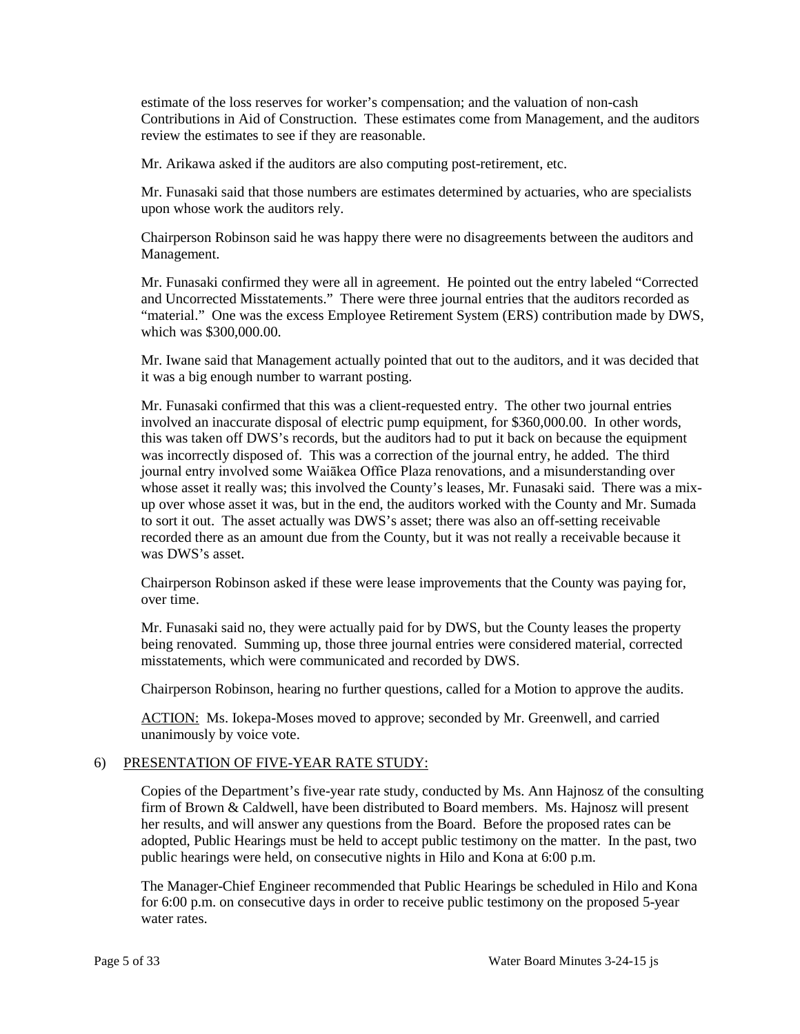estimate of the loss reserves for worker's compensation; and the valuation of non-cash Contributions in Aid of Construction. These estimates come from Management, and the auditors review the estimates to see if they are reasonable.

Mr. Arikawa asked if the auditors are also computing post-retirement, etc.

Mr. Funasaki said that those numbers are estimates determined by actuaries, who are specialists upon whose work the auditors rely.

Chairperson Robinson said he was happy there were no disagreements between the auditors and Management.

Mr. Funasaki confirmed they were all in agreement. He pointed out the entry labeled "Corrected and Uncorrected Misstatements." There were three journal entries that the auditors recorded as "material." One was the excess Employee Retirement System (ERS) contribution made by DWS, which was $300,000.00.

Mr. Iwane said that Management actually pointed that out to the auditors, and it was decided that it was a big enough number to warrant posting.

Mr. Funasaki confirmed that this was a client-requested entry. The other two journal entries involved an inaccurate disposal of electric pump equipment, for $360,000.00. In other words, this was taken off DWS's records, but the auditors had to put it back on because the equipment was incorrectly disposed of. This was a correction of the journal entry, he added. The third journal entry involved some Waiākea Office Plaza renovations, and a misunderstanding over whose asset it really was; this involved the County's leases, Mr. Funasaki said. There was a mix-up over whose asset it was, but in the end, the auditors worked with the County and Mr. Sumada to sort it out. The asset actually was DWS's asset; there was also an off-setting receivable recorded there as an amount due from the County, but it was not really a receivable because it was DWS's asset.

Chairperson Robinson asked if these were lease improvements that the County was paying for, over time.

Mr. Funasaki said no, they were actually paid for by DWS, but the County leases the property being renovated. Summing up, those three journal entries were considered material, corrected misstatements, which were communicated and recorded by DWS.

Chairperson Robinson, hearing no further questions, called for a Motion to approve the audits.

ACTION: Ms. Iokepa-Moses moved to approve; seconded by Mr. Greenwell, and carried unanimously by voice vote.

6) PRESENTATION OF FIVE-YEAR RATE STUDY:

Copies of the Department's five-year rate study, conducted by Ms. Ann Hajnosz of the consulting firm of Brown & Caldwell, have been distributed to Board members. Ms. Hajnosz will present her results, and will answer any questions from the Board. Before the proposed rates can be adopted, Public Hearings must be held to accept public testimony on the matter. In the past, two public hearings were held, on consecutive nights in Hilo and Kona at 6:00 p.m.

The Manager-Chief Engineer recommended that Public Hearings be scheduled in Hilo and Kona for 6:00 p.m. on consecutive days in order to receive public testimony on the proposed 5-year water rates.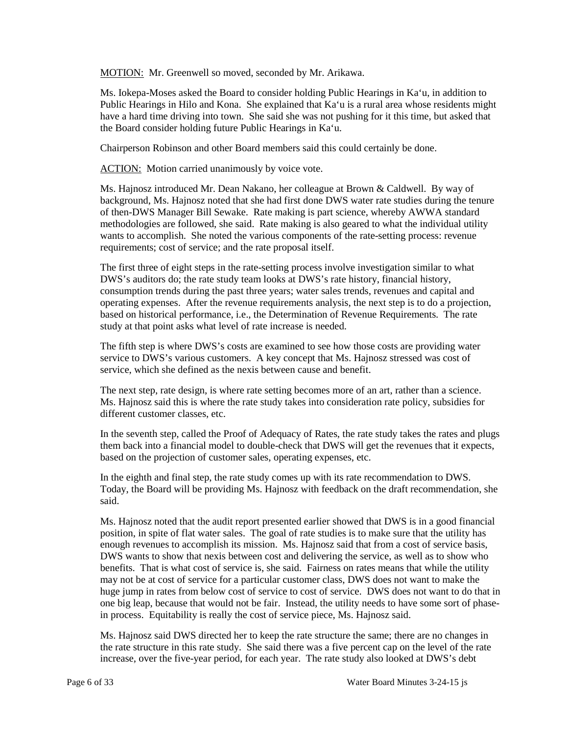MOTION: Mr. Greenwell so moved, seconded by Mr. Arikawa.

Ms. Iokepa-Moses asked the Board to consider holding Public Hearings in Ka‘u, in addition to Public Hearings in Hilo and Kona. She explained that Ka‘u is a rural area whose residents might have a hard time driving into town. She said she was not pushing for it this time, but asked that the Board consider holding future Public Hearings in Ka‘u.

Chairperson Robinson and other Board members said this could certainly be done.

ACTION: Motion carried unanimously by voice vote.

Ms. Hajnosz introduced Mr. Dean Nakano, her colleague at Brown & Caldwell. By way of background, Ms. Hajnosz noted that she had first done DWS water rate studies during the tenure of then-DWS Manager Bill Sewake. Rate making is part science, whereby AWWA standard methodologies are followed, she said. Rate making is also geared to what the individual utility wants to accomplish. She noted the various components of the rate-setting process: revenue requirements; cost of service; and the rate proposal itself.

The first three of eight steps in the rate-setting process involve investigation similar to what DWS's auditors do; the rate study team looks at DWS's rate history, financial history, consumption trends during the past three years; water sales trends, revenues and capital and operating expenses. After the revenue requirements analysis, the next step is to do a projection, based on historical performance, i.e., the Determination of Revenue Requirements. The rate study at that point asks what level of rate increase is needed.

The fifth step is where DWS's costs are examined to see how those costs are providing water service to DWS's various customers. A key concept that Ms. Hajnosz stressed was cost of service, which she defined as the nexis between cause and benefit.

The next step, rate design, is where rate setting becomes more of an art, rather than a science. Ms. Hajnosz said this is where the rate study takes into consideration rate policy, subsidies for different customer classes, etc.

In the seventh step, called the Proof of Adequacy of Rates, the rate study takes the rates and plugs them back into a financial model to double-check that DWS will get the revenues that it expects, based on the projection of customer sales, operating expenses, etc.

In the eighth and final step, the rate study comes up with its rate recommendation to DWS. Today, the Board will be providing Ms. Hajnosz with feedback on the draft recommendation, she said.

Ms. Hajnosz noted that the audit report presented earlier showed that DWS is in a good financial position, in spite of flat water sales. The goal of rate studies is to make sure that the utility has enough revenues to accomplish its mission. Ms. Hajnosz said that from a cost of service basis, DWS wants to show that nexis between cost and delivering the service, as well as to show who benefits. That is what cost of service is, she said. Fairness on rates means that while the utility may not be at cost of service for a particular customer class, DWS does not want to make the huge jump in rates from below cost of service to cost of service. DWS does not want to do that in one big leap, because that would not be fair. Instead, the utility needs to have some sort of phase-in process. Equitability is really the cost of service piece, Ms. Hajnosz said.

Ms. Hajnosz said DWS directed her to keep the rate structure the same; there are no changes in the rate structure in this rate study. She said there was a five percent cap on the level of the rate increase, over the five-year period, for each year. The rate study also looked at DWS's debt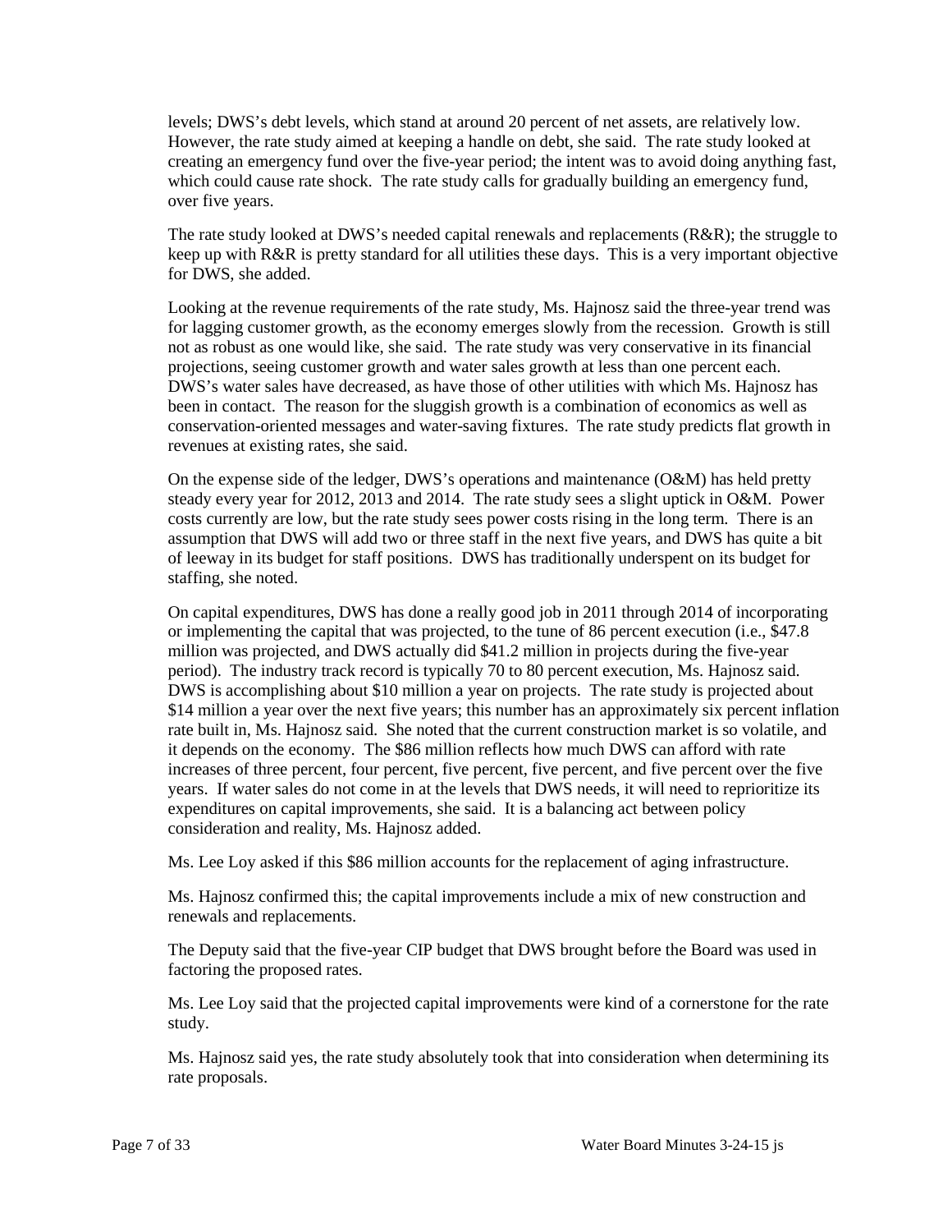levels; DWS's debt levels, which stand at around 20 percent of net assets, are relatively low. However, the rate study aimed at keeping a handle on debt, she said. The rate study looked at creating an emergency fund over the five-year period; the intent was to avoid doing anything fast, which could cause rate shock. The rate study calls for gradually building an emergency fund, over five years.

The rate study looked at DWS's needed capital renewals and replacements (R&R); the struggle to keep up with R&R is pretty standard for all utilities these days. This is a very important objective for DWS, she added.

Looking at the revenue requirements of the rate study, Ms. Hajnosz said the three-year trend was for lagging customer growth, as the economy emerges slowly from the recession. Growth is still not as robust as one would like, she said. The rate study was very conservative in its financial projections, seeing customer growth and water sales growth at less than one percent each. DWS's water sales have decreased, as have those of other utilities with which Ms. Hajnosz has been in contact. The reason for the sluggish growth is a combination of economics as well as conservation-oriented messages and water-saving fixtures. The rate study predicts flat growth in revenues at existing rates, she said.

On the expense side of the ledger, DWS's operations and maintenance (O&M) has held pretty steady every year for 2012, 2013 and 2014. The rate study sees a slight uptick in O&M. Power costs currently are low, but the rate study sees power costs rising in the long term. There is an assumption that DWS will add two or three staff in the next five years, and DWS has quite a bit of leeway in its budget for staff positions. DWS has traditionally underspent on its budget for staffing, she noted.

On capital expenditures, DWS has done a really good job in 2011 through 2014 of incorporating or implementing the capital that was projected, to the tune of 86 percent execution (i.e., $47.8 million was projected, and DWS actually did $41.2 million in projects during the five-year period). The industry track record is typically 70 to 80 percent execution, Ms. Hajnosz said. DWS is accomplishing about $10 million a year on projects. The rate study is projected about $14 million a year over the next five years; this number has an approximately six percent inflation rate built in, Ms. Hajnosz said. She noted that the current construction market is so volatile, and it depends on the economy. The $86 million reflects how much DWS can afford with rate increases of three percent, four percent, five percent, five percent, and five percent over the five years. If water sales do not come in at the levels that DWS needs, it will need to reprioritize its expenditures on capital improvements, she said. It is a balancing act between policy consideration and reality, Ms. Hajnosz added.

Ms. Lee Loy asked if this $86 million accounts for the replacement of aging infrastructure.

Ms. Hajnosz confirmed this; the capital improvements include a mix of new construction and renewals and replacements.

The Deputy said that the five-year CIP budget that DWS brought before the Board was used in factoring the proposed rates.

Ms. Lee Loy said that the projected capital improvements were kind of a cornerstone for the rate study.

Ms. Hajnosz said yes, the rate study absolutely took that into consideration when determining its rate proposals.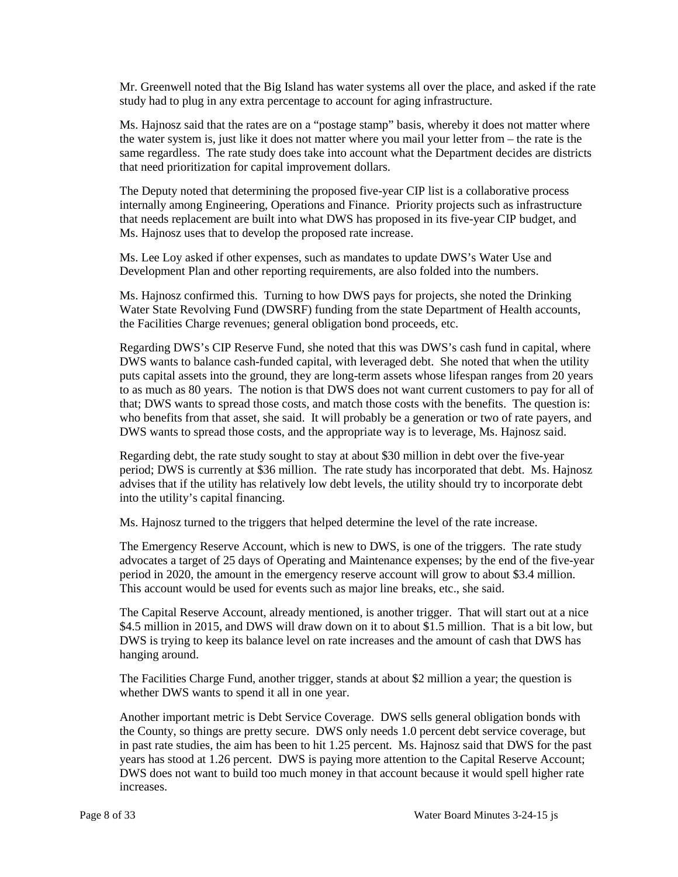Mr. Greenwell noted that the Big Island has water systems all over the place, and asked if the rate study had to plug in any extra percentage to account for aging infrastructure.

Ms. Hajnosz said that the rates are on a "postage stamp" basis, whereby it does not matter where the water system is, just like it does not matter where you mail your letter from – the rate is the same regardless. The rate study does take into account what the Department decides are districts that need prioritization for capital improvement dollars.

The Deputy noted that determining the proposed five-year CIP list is a collaborative process internally among Engineering, Operations and Finance. Priority projects such as infrastructure that needs replacement are built into what DWS has proposed in its five-year CIP budget, and Ms. Hajnosz uses that to develop the proposed rate increase.

Ms. Lee Loy asked if other expenses, such as mandates to update DWS's Water Use and Development Plan and other reporting requirements, are also folded into the numbers.

Ms. Hajnosz confirmed this. Turning to how DWS pays for projects, she noted the Drinking Water State Revolving Fund (DWSRF) funding from the state Department of Health accounts, the Facilities Charge revenues; general obligation bond proceeds, etc.

Regarding DWS's CIP Reserve Fund, she noted that this was DWS's cash fund in capital, where DWS wants to balance cash-funded capital, with leveraged debt. She noted that when the utility puts capital assets into the ground, they are long-term assets whose lifespan ranges from 20 years to as much as 80 years. The notion is that DWS does not want current customers to pay for all of that; DWS wants to spread those costs, and match those costs with the benefits. The question is: who benefits from that asset, she said. It will probably be a generation or two of rate payers, and DWS wants to spread those costs, and the appropriate way is to leverage, Ms. Hajnosz said.

Regarding debt, the rate study sought to stay at about $30 million in debt over the five-year period; DWS is currently at $36 million. The rate study has incorporated that debt. Ms. Hajnosz advises that if the utility has relatively low debt levels, the utility should try to incorporate debt into the utility's capital financing.

Ms. Hajnosz turned to the triggers that helped determine the level of the rate increase.

The Emergency Reserve Account, which is new to DWS, is one of the triggers. The rate study advocates a target of 25 days of Operating and Maintenance expenses; by the end of the five-year period in 2020, the amount in the emergency reserve account will grow to about $3.4 million. This account would be used for events such as major line breaks, etc., she said.

The Capital Reserve Account, already mentioned, is another trigger. That will start out at a nice $4.5 million in 2015, and DWS will draw down on it to about $1.5 million. That is a bit low, but DWS is trying to keep its balance level on rate increases and the amount of cash that DWS has hanging around.

The Facilities Charge Fund, another trigger, stands at about $2 million a year; the question is whether DWS wants to spend it all in one year.

Another important metric is Debt Service Coverage. DWS sells general obligation bonds with the County, so things are pretty secure. DWS only needs 1.0 percent debt service coverage, but in past rate studies, the aim has been to hit 1.25 percent. Ms. Hajnosz said that DWS for the past years has stood at 1.26 percent. DWS is paying more attention to the Capital Reserve Account; DWS does not want to build too much money in that account because it would spell higher rate increases.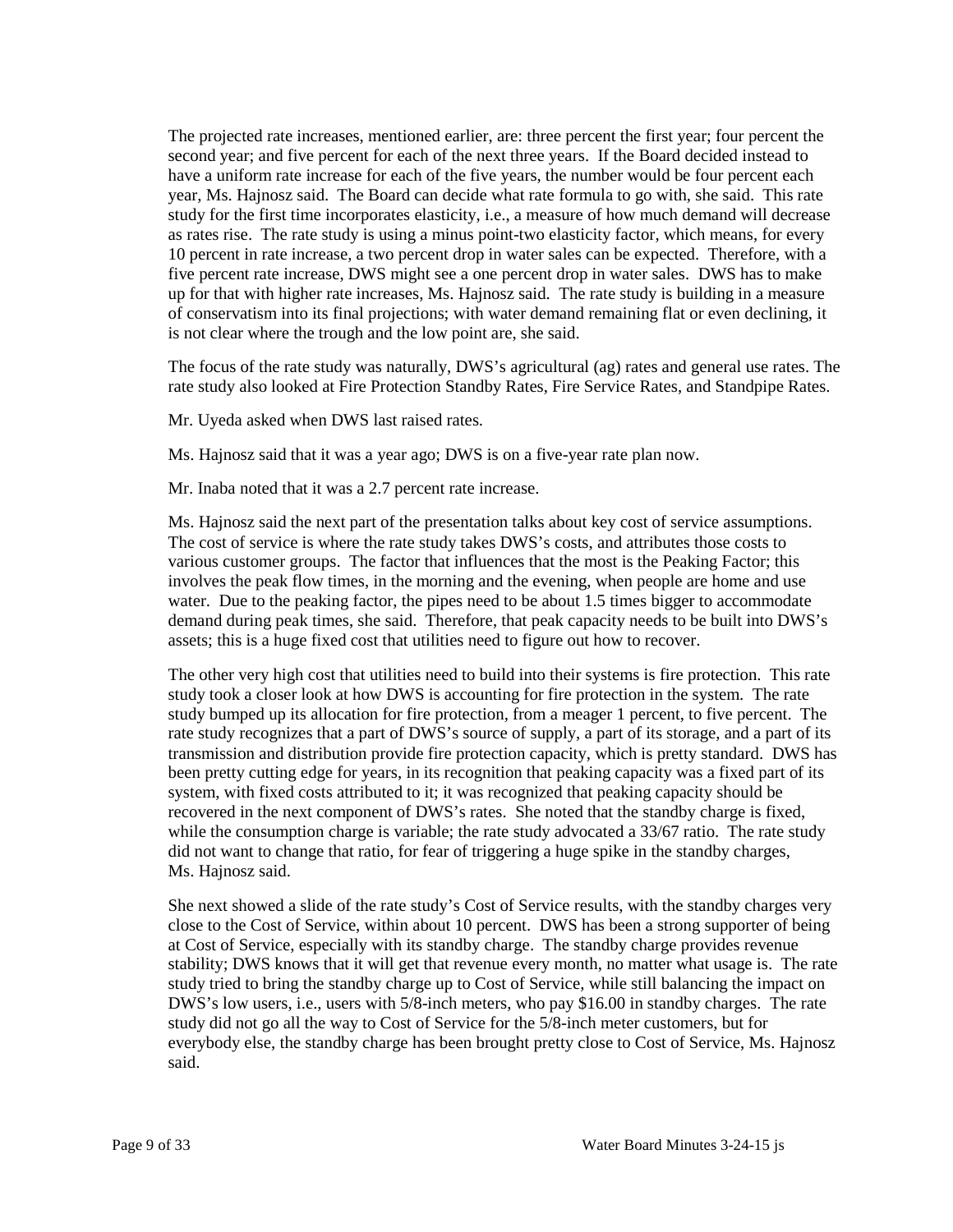The projected rate increases, mentioned earlier, are: three percent the first year; four percent the second year; and five percent for each of the next three years. If the Board decided instead to have a uniform rate increase for each of the five years, the number would be four percent each year, Ms. Hajnosz said. The Board can decide what rate formula to go with, she said. This rate study for the first time incorporates elasticity, i.e., a measure of how much demand will decrease as rates rise. The rate study is using a minus point-two elasticity factor, which means, for every 10 percent in rate increase, a two percent drop in water sales can be expected. Therefore, with a five percent rate increase, DWS might see a one percent drop in water sales. DWS has to make up for that with higher rate increases, Ms. Hajnosz said. The rate study is building in a measure of conservatism into its final projections; with water demand remaining flat or even declining, it is not clear where the trough and the low point are, she said.

The focus of the rate study was naturally, DWS's agricultural (ag) rates and general use rates. The rate study also looked at Fire Protection Standby Rates, Fire Service Rates, and Standpipe Rates.

Mr. Uyeda asked when DWS last raised rates.

Ms. Hajnosz said that it was a year ago; DWS is on a five-year rate plan now.

Mr. Inaba noted that it was a 2.7 percent rate increase.

Ms. Hajnosz said the next part of the presentation talks about key cost of service assumptions. The cost of service is where the rate study takes DWS's costs, and attributes those costs to various customer groups. The factor that influences that the most is the Peaking Factor; this involves the peak flow times, in the morning and the evening, when people are home and use water. Due to the peaking factor, the pipes need to be about 1.5 times bigger to accommodate demand during peak times, she said. Therefore, that peak capacity needs to be built into DWS's assets; this is a huge fixed cost that utilities need to figure out how to recover.

The other very high cost that utilities need to build into their systems is fire protection. This rate study took a closer look at how DWS is accounting for fire protection in the system. The rate study bumped up its allocation for fire protection, from a meager 1 percent, to five percent. The rate study recognizes that a part of DWS's source of supply, a part of its storage, and a part of its transmission and distribution provide fire protection capacity, which is pretty standard. DWS has been pretty cutting edge for years, in its recognition that peaking capacity was a fixed part of its system, with fixed costs attributed to it; it was recognized that peaking capacity should be recovered in the next component of DWS's rates. She noted that the standby charge is fixed, while the consumption charge is variable; the rate study advocated a 33/67 ratio. The rate study did not want to change that ratio, for fear of triggering a huge spike in the standby charges, Ms. Hajnosz said.

She next showed a slide of the rate study's Cost of Service results, with the standby charges very close to the Cost of Service, within about 10 percent. DWS has been a strong supporter of being at Cost of Service, especially with its standby charge. The standby charge provides revenue stability; DWS knows that it will get that revenue every month, no matter what usage is. The rate study tried to bring the standby charge up to Cost of Service, while still balancing the impact on DWS's low users, i.e., users with 5/8-inch meters, who pay $16.00 in standby charges. The rate study did not go all the way to Cost of Service for the 5/8-inch meter customers, but for everybody else, the standby charge has been brought pretty close to Cost of Service, Ms. Hajnosz said.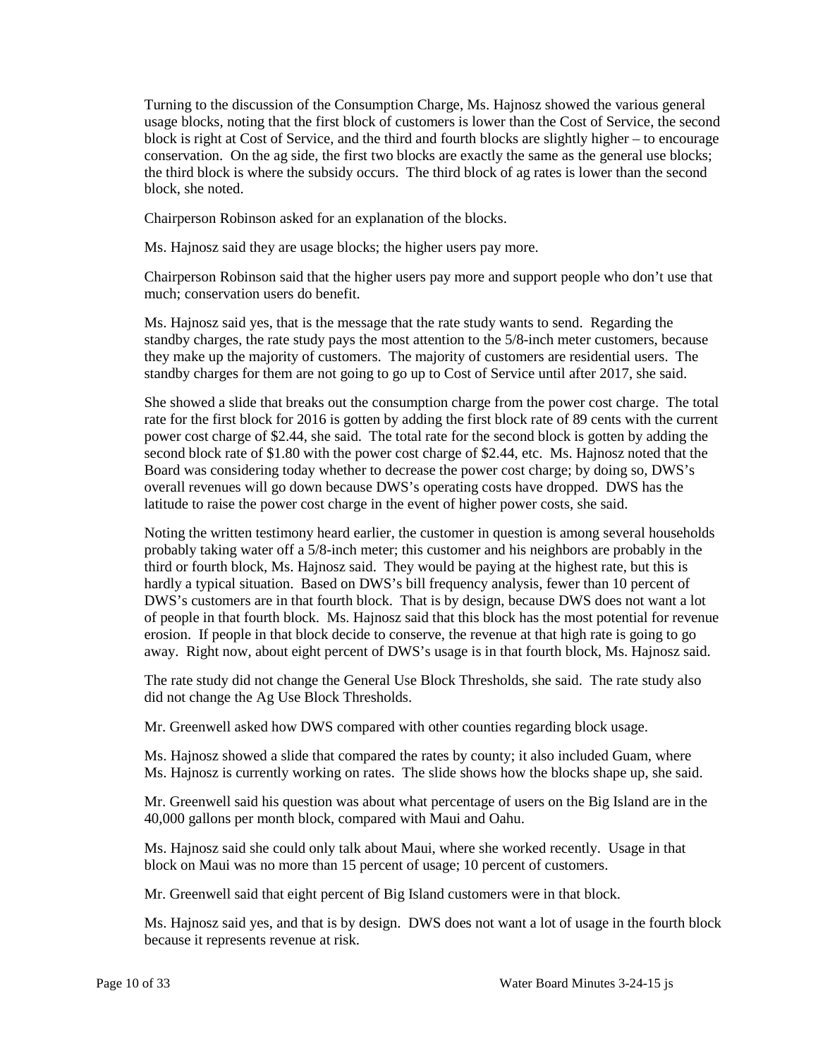Turning to the discussion of the Consumption Charge, Ms. Hajnosz showed the various general usage blocks, noting that the first block of customers is lower than the Cost of Service, the second block is right at Cost of Service, and the third and fourth blocks are slightly higher – to encourage conservation. On the ag side, the first two blocks are exactly the same as the general use blocks; the third block is where the subsidy occurs. The third block of ag rates is lower than the second block, she noted.

Chairperson Robinson asked for an explanation of the blocks.

Ms. Hajnosz said they are usage blocks; the higher users pay more.

Chairperson Robinson said that the higher users pay more and support people who don't use that much; conservation users do benefit.

Ms. Hajnosz said yes, that is the message that the rate study wants to send. Regarding the standby charges, the rate study pays the most attention to the 5/8-inch meter customers, because they make up the majority of customers. The majority of customers are residential users. The standby charges for them are not going to go up to Cost of Service until after 2017, she said.

She showed a slide that breaks out the consumption charge from the power cost charge. The total rate for the first block for 2016 is gotten by adding the first block rate of 89 cents with the current power cost charge of $2.44, she said. The total rate for the second block is gotten by adding the second block rate of $1.80 with the power cost charge of $2.44, etc. Ms. Hajnosz noted that the Board was considering today whether to decrease the power cost charge; by doing so, DWS's overall revenues will go down because DWS's operating costs have dropped. DWS has the latitude to raise the power cost charge in the event of higher power costs, she said.

Noting the written testimony heard earlier, the customer in question is among several households probably taking water off a 5/8-inch meter; this customer and his neighbors are probably in the third or fourth block, Ms. Hajnosz said. They would be paying at the highest rate, but this is hardly a typical situation. Based on DWS's bill frequency analysis, fewer than 10 percent of DWS's customers are in that fourth block. That is by design, because DWS does not want a lot of people in that fourth block. Ms. Hajnosz said that this block has the most potential for revenue erosion. If people in that block decide to conserve, the revenue at that high rate is going to go away. Right now, about eight percent of DWS's usage is in that fourth block, Ms. Hajnosz said.

The rate study did not change the General Use Block Thresholds, she said. The rate study also did not change the Ag Use Block Thresholds.

Mr. Greenwell asked how DWS compared with other counties regarding block usage.

Ms. Hajnosz showed a slide that compared the rates by county; it also included Guam, where Ms. Hajnosz is currently working on rates. The slide shows how the blocks shape up, she said.

Mr. Greenwell said his question was about what percentage of users on the Big Island are in the 40,000 gallons per month block, compared with Maui and Oahu.

Ms. Hajnosz said she could only talk about Maui, where she worked recently. Usage in that block on Maui was no more than 15 percent of usage; 10 percent of customers.

Mr. Greenwell said that eight percent of Big Island customers were in that block.

Ms. Hajnosz said yes, and that is by design. DWS does not want a lot of usage in the fourth block because it represents revenue at risk.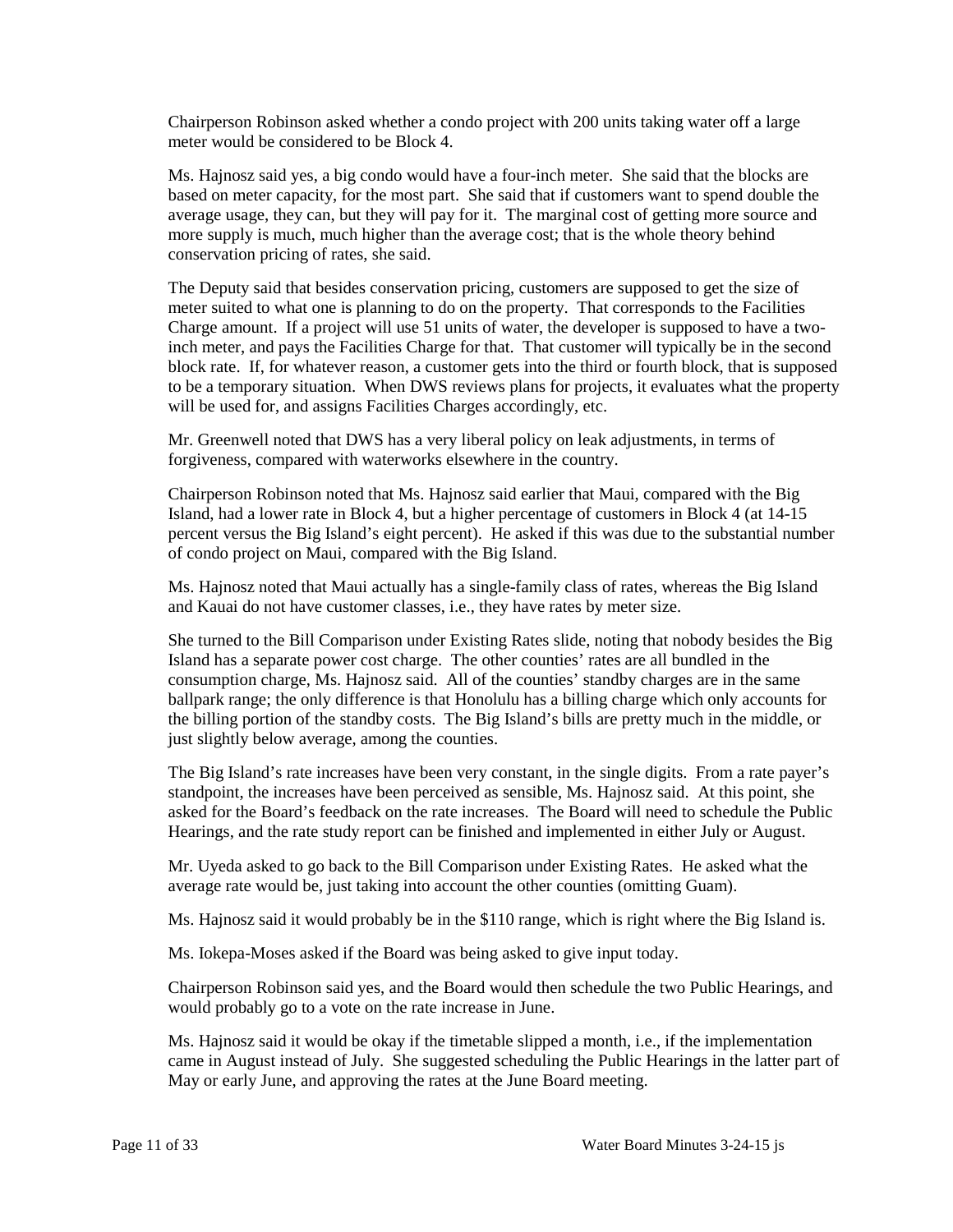Chairperson Robinson asked whether a condo project with 200 units taking water off a large meter would be considered to be Block 4.

Ms. Hajnosz said yes, a big condo would have a four-inch meter. She said that the blocks are based on meter capacity, for the most part. She said that if customers want to spend double the average usage, they can, but they will pay for it. The marginal cost of getting more source and more supply is much, much higher than the average cost; that is the whole theory behind conservation pricing of rates, she said.

The Deputy said that besides conservation pricing, customers are supposed to get the size of meter suited to what one is planning to do on the property. That corresponds to the Facilities Charge amount. If a project will use 51 units of water, the developer is supposed to have a two-inch meter, and pays the Facilities Charge for that. That customer will typically be in the second block rate. If, for whatever reason, a customer gets into the third or fourth block, that is supposed to be a temporary situation. When DWS reviews plans for projects, it evaluates what the property will be used for, and assigns Facilities Charges accordingly, etc.

Mr. Greenwell noted that DWS has a very liberal policy on leak adjustments, in terms of forgiveness, compared with waterworks elsewhere in the country.

Chairperson Robinson noted that Ms. Hajnosz said earlier that Maui, compared with the Big Island, had a lower rate in Block 4, but a higher percentage of customers in Block 4 (at 14-15 percent versus the Big Island's eight percent). He asked if this was due to the substantial number of condo project on Maui, compared with the Big Island.

Ms. Hajnosz noted that Maui actually has a single-family class of rates, whereas the Big Island and Kauai do not have customer classes, i.e., they have rates by meter size.

She turned to the Bill Comparison under Existing Rates slide, noting that nobody besides the Big Island has a separate power cost charge. The other counties' rates are all bundled in the consumption charge, Ms. Hajnosz said. All of the counties' standby charges are in the same ballpark range; the only difference is that Honolulu has a billing charge which only accounts for the billing portion of the standby costs. The Big Island's bills are pretty much in the middle, or just slightly below average, among the counties.

The Big Island's rate increases have been very constant, in the single digits. From a rate payer's standpoint, the increases have been perceived as sensible, Ms. Hajnosz said. At this point, she asked for the Board's feedback on the rate increases. The Board will need to schedule the Public Hearings, and the rate study report can be finished and implemented in either July or August.

Mr. Uyeda asked to go back to the Bill Comparison under Existing Rates. He asked what the average rate would be, just taking into account the other counties (omitting Guam).

Ms. Hajnosz said it would probably be in the $110 range, which is right where the Big Island is.

Ms. Iokepa-Moses asked if the Board was being asked to give input today.

Chairperson Robinson said yes, and the Board would then schedule the two Public Hearings, and would probably go to a vote on the rate increase in June.

Ms. Hajnosz said it would be okay if the timetable slipped a month, i.e., if the implementation came in August instead of July. She suggested scheduling the Public Hearings in the latter part of May or early June, and approving the rates at the June Board meeting.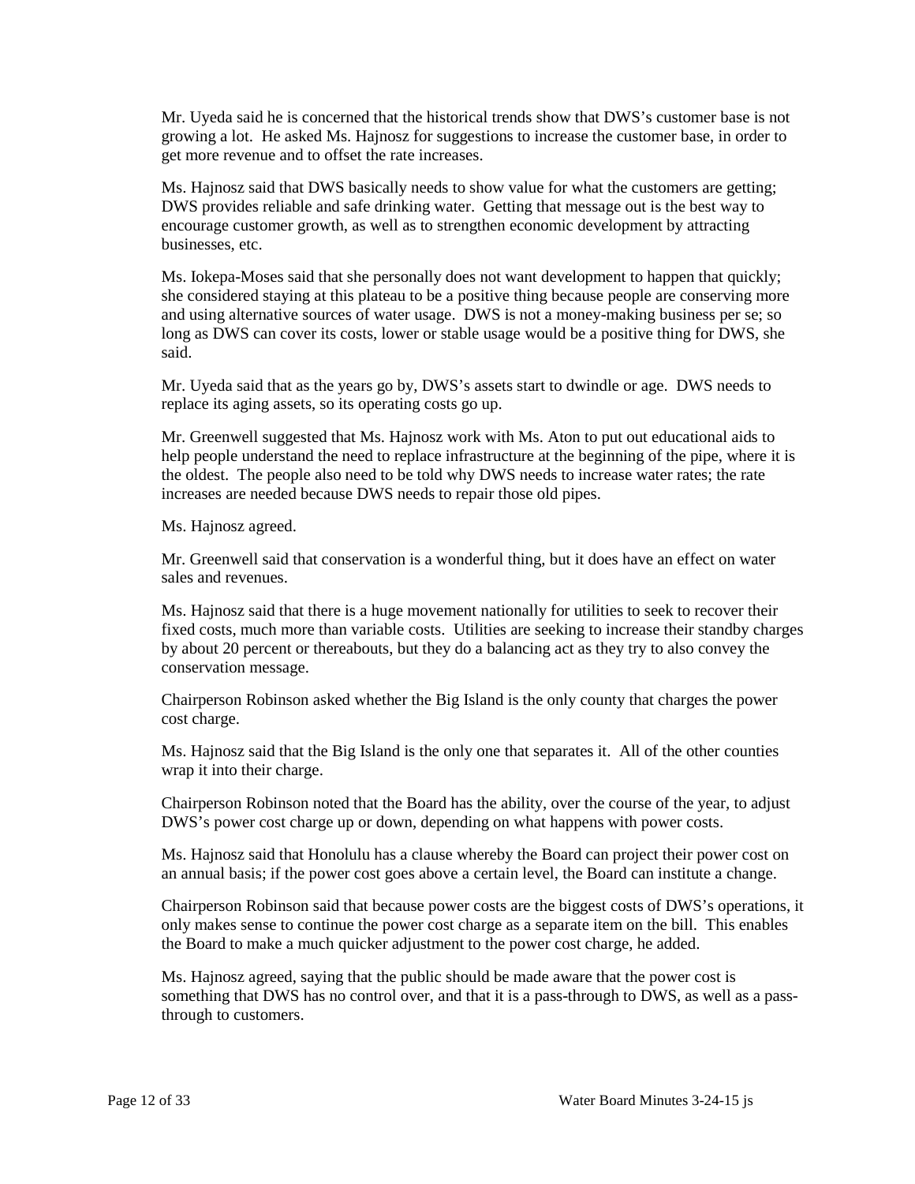Mr. Uyeda said he is concerned that the historical trends show that DWS's customer base is not growing a lot. He asked Ms. Hajnosz for suggestions to increase the customer base, in order to get more revenue and to offset the rate increases.

Ms. Hajnosz said that DWS basically needs to show value for what the customers are getting; DWS provides reliable and safe drinking water. Getting that message out is the best way to encourage customer growth, as well as to strengthen economic development by attracting businesses, etc.

Ms. Iokepa-Moses said that she personally does not want development to happen that quickly; she considered staying at this plateau to be a positive thing because people are conserving more and using alternative sources of water usage. DWS is not a money-making business per se; so long as DWS can cover its costs, lower or stable usage would be a positive thing for DWS, she said.

Mr. Uyeda said that as the years go by, DWS's assets start to dwindle or age. DWS needs to replace its aging assets, so its operating costs go up.

Mr. Greenwell suggested that Ms. Hajnosz work with Ms. Aton to put out educational aids to help people understand the need to replace infrastructure at the beginning of the pipe, where it is the oldest. The people also need to be told why DWS needs to increase water rates; the rate increases are needed because DWS needs to repair those old pipes.

Ms. Hajnosz agreed.

Mr. Greenwell said that conservation is a wonderful thing, but it does have an effect on water sales and revenues.

Ms. Hajnosz said that there is a huge movement nationally for utilities to seek to recover their fixed costs, much more than variable costs. Utilities are seeking to increase their standby charges by about 20 percent or thereabouts, but they do a balancing act as they try to also convey the conservation message.

Chairperson Robinson asked whether the Big Island is the only county that charges the power cost charge.

Ms. Hajnosz said that the Big Island is the only one that separates it. All of the other counties wrap it into their charge.

Chairperson Robinson noted that the Board has the ability, over the course of the year, to adjust DWS's power cost charge up or down, depending on what happens with power costs.

Ms. Hajnosz said that Honolulu has a clause whereby the Board can project their power cost on an annual basis; if the power cost goes above a certain level, the Board can institute a change.

Chairperson Robinson said that because power costs are the biggest costs of DWS's operations, it only makes sense to continue the power cost charge as a separate item on the bill. This enables the Board to make a much quicker adjustment to the power cost charge, he added.

Ms. Hajnosz agreed, saying that the public should be made aware that the power cost is something that DWS has no control over, and that it is a pass-through to DWS, as well as a pass-through to customers.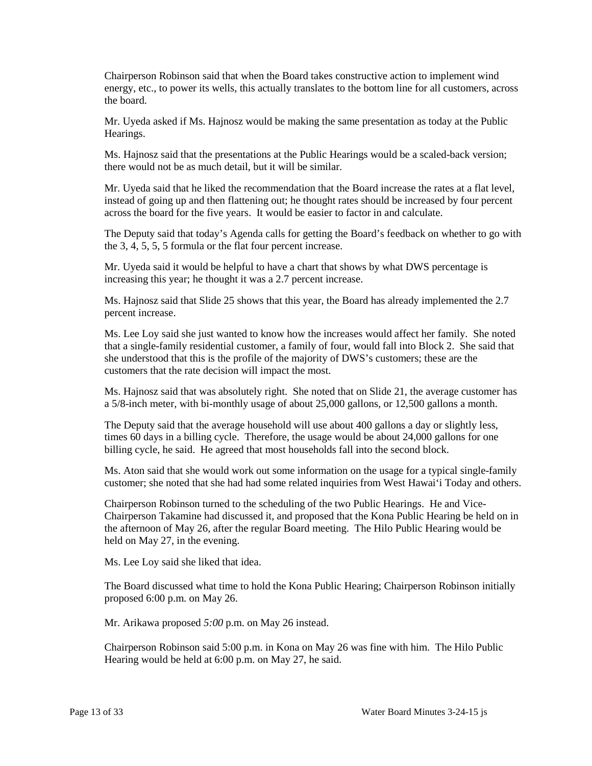Chairperson Robinson said that when the Board takes constructive action to implement wind energy, etc., to power its wells, this actually translates to the bottom line for all customers, across the board.

Mr. Uyeda asked if Ms. Hajnosz would be making the same presentation as today at the Public Hearings.

Ms. Hajnosz said that the presentations at the Public Hearings would be a scaled-back version; there would not be as much detail, but it will be similar.

Mr. Uyeda said that he liked the recommendation that the Board increase the rates at a flat level, instead of going up and then flattening out; he thought rates should be increased by four percent across the board for the five years. It would be easier to factor in and calculate.

The Deputy said that today's Agenda calls for getting the Board's feedback on whether to go with the 3, 4, 5, 5, 5 formula or the flat four percent increase.

Mr. Uyeda said it would be helpful to have a chart that shows by what DWS percentage is increasing this year; he thought it was a 2.7 percent increase.

Ms. Hajnosz said that Slide 25 shows that this year, the Board has already implemented the 2.7 percent increase.

Ms. Lee Loy said she just wanted to know how the increases would affect her family. She noted that a single-family residential customer, a family of four, would fall into Block 2. She said that she understood that this is the profile of the majority of DWS's customers; these are the customers that the rate decision will impact the most.

Ms. Hajnosz said that was absolutely right. She noted that on Slide 21, the average customer has a 5/8-inch meter, with bi-monthly usage of about 25,000 gallons, or 12,500 gallons a month.

The Deputy said that the average household will use about 400 gallons a day or slightly less, times 60 days in a billing cycle. Therefore, the usage would be about 24,000 gallons for one billing cycle, he said. He agreed that most households fall into the second block.

Ms. Aton said that she would work out some information on the usage for a typical single-family customer; she noted that she had had some related inquiries from West Hawaiʻi Today and others.

Chairperson Robinson turned to the scheduling of the two Public Hearings. He and Vice-Chairperson Takamine had discussed it, and proposed that the Kona Public Hearing be held on in the afternoon of May 26, after the regular Board meeting. The Hilo Public Hearing would be held on May 27, in the evening.

Ms. Lee Loy said she liked that idea.

The Board discussed what time to hold the Kona Public Hearing; Chairperson Robinson initially proposed 6:00 p.m. on May 26.

Mr. Arikawa proposed *5:00* p.m. on May 26 instead.

Chairperson Robinson said 5:00 p.m. in Kona on May 26 was fine with him. The Hilo Public Hearing would be held at 6:00 p.m. on May 27, he said.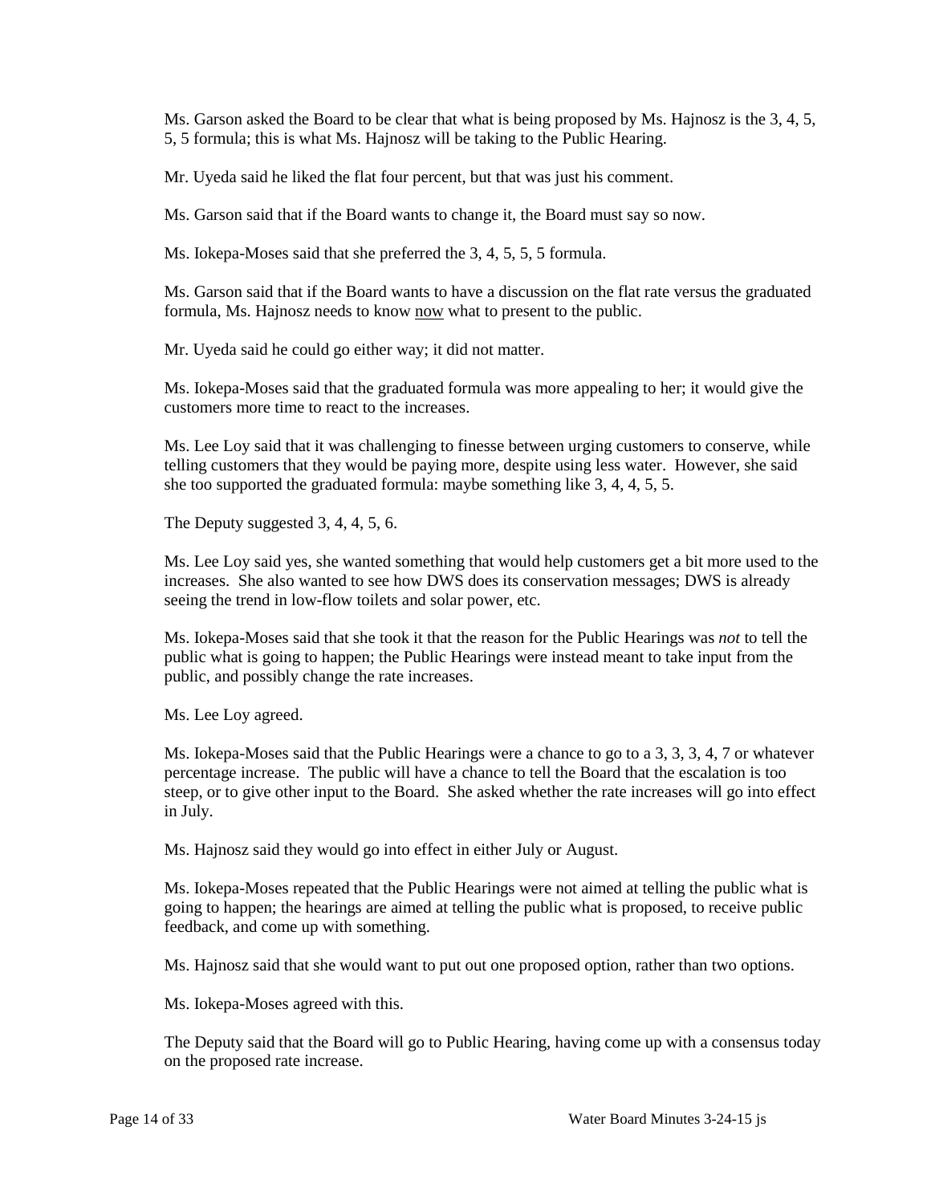Ms. Garson asked the Board to be clear that what is being proposed by Ms. Hajnosz is the 3, 4, 5, 5, 5 formula; this is what Ms. Hajnosz will be taking to the Public Hearing.

Mr. Uyeda said he liked the flat four percent, but that was just his comment.

Ms. Garson said that if the Board wants to change it, the Board must say so now.

Ms. Iokepa-Moses said that she preferred the 3, 4, 5, 5, 5 formula.

Ms. Garson said that if the Board wants to have a discussion on the flat rate versus the graduated formula, Ms. Hajnosz needs to know <u>now</u> what to present to the public.

Mr. Uyeda said he could go either way; it did not matter.

Ms. Iokepa-Moses said that the graduated formula was more appealing to her; it would give the customers more time to react to the increases.

Ms. Lee Loy said that it was challenging to finesse between urging customers to conserve, while telling customers that they would be paying more, despite using less water. However, she said she too supported the graduated formula: maybe something like 3, 4, 4, 5, 5.

The Deputy suggested 3, 4, 4, 5, 6.

Ms. Lee Loy said yes, she wanted something that would help customers get a bit more used to the increases. She also wanted to see how DWS does its conservation messages; DWS is already seeing the trend in low-flow toilets and solar power, etc.

Ms. Iokepa-Moses said that she took it that the reason for the Public Hearings was *not* to tell the public what is going to happen; the Public Hearings were instead meant to take input from the public, and possibly change the rate increases.

Ms. Lee Loy agreed.

Ms. Iokepa-Moses said that the Public Hearings were a chance to go to a 3, 3, 3, 4, 7 or whatever percentage increase. The public will have a chance to tell the Board that the escalation is too steep, or to give other input to the Board. She asked whether the rate increases will go into effect in July.

Ms. Hajnosz said they would go into effect in either July or August.

Ms. Iokepa-Moses repeated that the Public Hearings were not aimed at telling the public what is going to happen; the hearings are aimed at telling the public what is proposed, to receive public feedback, and come up with something.

Ms. Hajnosz said that she would want to put out one proposed option, rather than two options.

Ms. Iokepa-Moses agreed with this.

The Deputy said that the Board will go to Public Hearing, having come up with a consensus today on the proposed rate increase.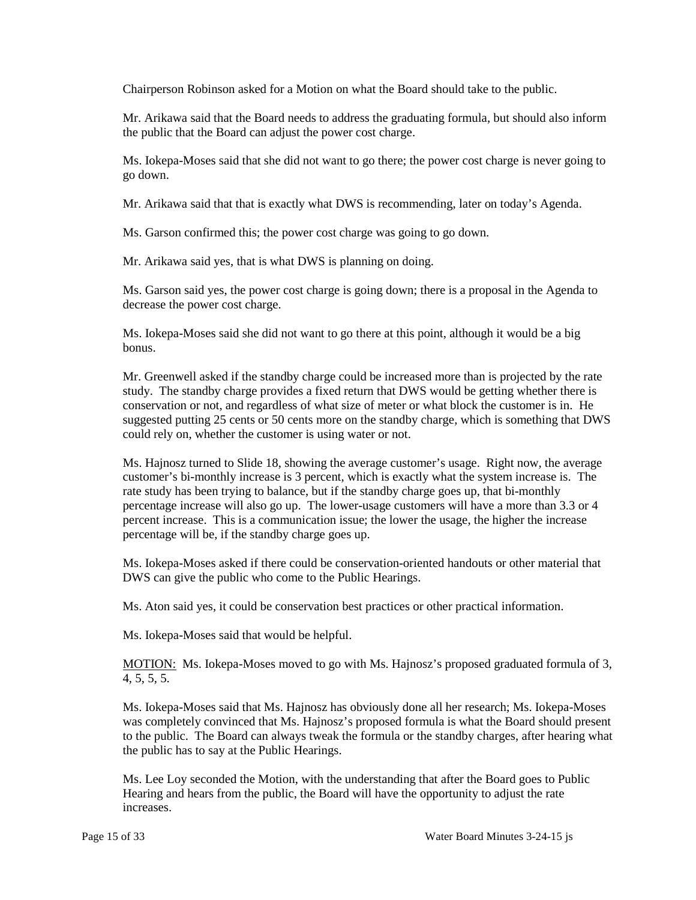Chairperson Robinson asked for a Motion on what the Board should take to the public.

Mr. Arikawa said that the Board needs to address the graduating formula, but should also inform the public that the Board can adjust the power cost charge.

Ms. Iokepa-Moses said that she did not want to go there; the power cost charge is never going to go down.

Mr. Arikawa said that that is exactly what DWS is recommending, later on today's Agenda.

Ms. Garson confirmed this; the power cost charge was going to go down.

Mr. Arikawa said yes, that is what DWS is planning on doing.

Ms. Garson said yes, the power cost charge is going down; there is a proposal in the Agenda to decrease the power cost charge.

Ms. Iokepa-Moses said she did not want to go there at this point, although it would be a big bonus.

Mr. Greenwell asked if the standby charge could be increased more than is projected by the rate study. The standby charge provides a fixed return that DWS would be getting whether there is conservation or not, and regardless of what size of meter or what block the customer is in. He suggested putting 25 cents or 50 cents more on the standby charge, which is something that DWS could rely on, whether the customer is using water or not.

Ms. Hajnosz turned to Slide 18, showing the average customer's usage. Right now, the average customer's bi-monthly increase is 3 percent, which is exactly what the system increase is. The rate study has been trying to balance, but if the standby charge goes up, that bi-monthly percentage increase will also go up. The lower-usage customers will have a more than 3.3 or 4 percent increase. This is a communication issue; the lower the usage, the higher the increase percentage will be, if the standby charge goes up.

Ms. Iokepa-Moses asked if there could be conservation-oriented handouts or other material that DWS can give the public who come to the Public Hearings.

Ms. Aton said yes, it could be conservation best practices or other practical information.

Ms. Iokepa-Moses said that would be helpful.

<u>MOTION:</u> Ms. Iokepa-Moses moved to go with Ms. Hajnosz's proposed graduated formula of 3, 4, 5, 5, 5.

Ms. Iokepa-Moses said that Ms. Hajnosz has obviously done all her research; Ms. Iokepa-Moses was completely convinced that Ms. Hajnosz's proposed formula is what the Board should present to the public. The Board can always tweak the formula or the standby charges, after hearing what the public has to say at the Public Hearings.

Ms. Lee Loy seconded the Motion, with the understanding that after the Board goes to Public Hearing and hears from the public, the Board will have the opportunity to adjust the rate increases.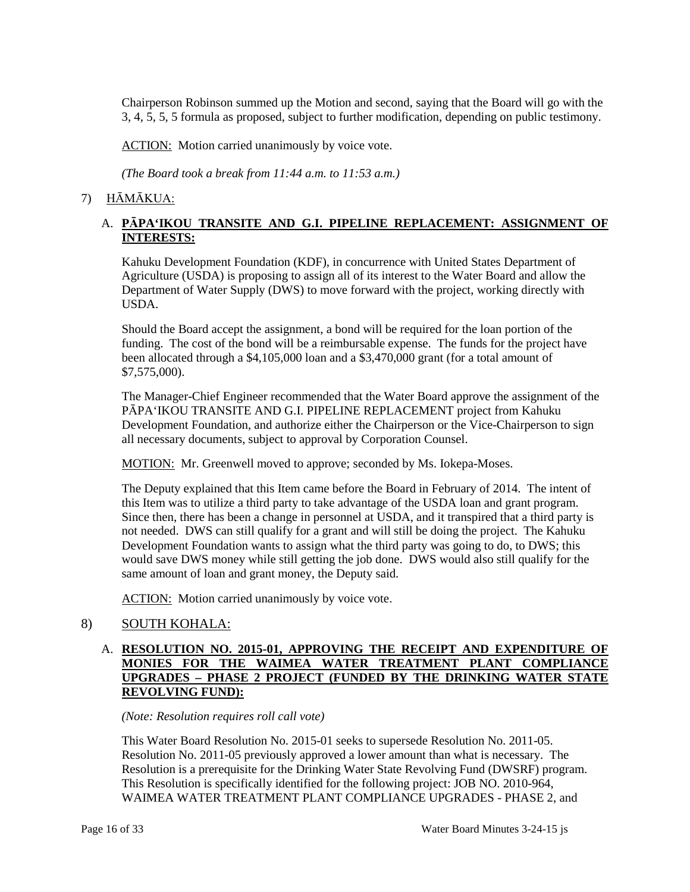Chairperson Robinson summed up the Motion and second, saying that the Board will go with the 3, 4, 5, 5, 5 formula as proposed, subject to further modification, depending on public testimony.

ACTION: Motion carried unanimously by voice vote.

*(The Board took a break from 11:44 a.m. to 11:53 a.m.)*

7) HĀMĀKUA:

A. **PĀPAʻIKOU TRANSITE AND G.I. PIPELINE REPLACEMENT: ASSIGNMENT OF INTERESTS:**

Kahuku Development Foundation (KDF), in concurrence with United States Department of Agriculture (USDA) is proposing to assign all of its interest to the Water Board and allow the Department of Water Supply (DWS) to move forward with the project, working directly with USDA.

Should the Board accept the assignment, a bond will be required for the loan portion of the funding. The cost of the bond will be a reimbursable expense. The funds for the project have been allocated through a $4,105,000 loan and a $3,470,000 grant (for a total amount of $7,575,000).

The Manager-Chief Engineer recommended that the Water Board approve the assignment of the PĀPAʻIKOU TRANSITE AND G.I. PIPELINE REPLACEMENT project from Kahuku Development Foundation, and authorize either the Chairperson or the Vice-Chairperson to sign all necessary documents, subject to approval by Corporation Counsel.

MOTION: Mr. Greenwell moved to approve; seconded by Ms. Iokepa-Moses.

The Deputy explained that this Item came before the Board in February of 2014. The intent of this Item was to utilize a third party to take advantage of the USDA loan and grant program. Since then, there has been a change in personnel at USDA, and it transpired that a third party is not needed. DWS can still qualify for a grant and will still be doing the project. The Kahuku Development Foundation wants to assign what the third party was going to do, to DWS; this would save DWS money while still getting the job done. DWS would also still qualify for the same amount of loan and grant money, the Deputy said.

ACTION: Motion carried unanimously by voice vote.

8) SOUTH KOHALA:

A. **RESOLUTION NO. 2015-01, APPROVING THE RECEIPT AND EXPENDITURE OF MONIES FOR THE WAIMEA WATER TREATMENT PLANT COMPLIANCE UPGRADES – PHASE 2 PROJECT (FUNDED BY THE DRINKING WATER STATE REVOLVING FUND):**

*(Note: Resolution requires roll call vote)*

This Water Board Resolution No. 2015-01 seeks to supersede Resolution No. 2011-05. Resolution No. 2011-05 previously approved a lower amount than what is necessary. The Resolution is a prerequisite for the Drinking Water State Revolving Fund (DWSRF) program. This Resolution is specifically identified for the following project: JOB NO. 2010-964, WAIMEA WATER TREATMENT PLANT COMPLIANCE UPGRADES - PHASE 2, and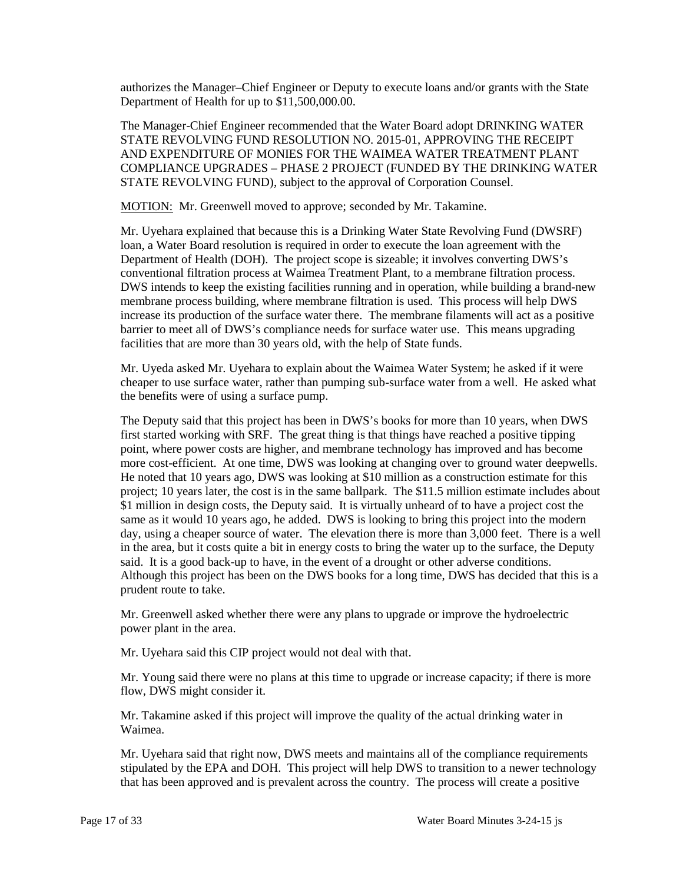authorizes the Manager–Chief Engineer or Deputy to execute loans and/or grants with the State Department of Health for up to $11,500,000.00.

The Manager-Chief Engineer recommended that the Water Board adopt DRINKING WATER STATE REVOLVING FUND RESOLUTION NO. 2015-01, APPROVING THE RECEIPT AND EXPENDITURE OF MONIES FOR THE WAIMEA WATER TREATMENT PLANT COMPLIANCE UPGRADES – PHASE 2 PROJECT (FUNDED BY THE DRINKING WATER STATE REVOLVING FUND), subject to the approval of Corporation Counsel.

MOTION: Mr. Greenwell moved to approve; seconded by Mr. Takamine.

Mr. Uyehara explained that because this is a Drinking Water State Revolving Fund (DWSRF) loan, a Water Board resolution is required in order to execute the loan agreement with the Department of Health (DOH). The project scope is sizeable; it involves converting DWS's conventional filtration process at Waimea Treatment Plant, to a membrane filtration process. DWS intends to keep the existing facilities running and in operation, while building a brand-new membrane process building, where membrane filtration is used. This process will help DWS increase its production of the surface water there. The membrane filaments will act as a positive barrier to meet all of DWS's compliance needs for surface water use. This means upgrading facilities that are more than 30 years old, with the help of State funds.

Mr. Uyeda asked Mr. Uyehara to explain about the Waimea Water System; he asked if it were cheaper to use surface water, rather than pumping sub-surface water from a well. He asked what the benefits were of using a surface pump.

The Deputy said that this project has been in DWS's books for more than 10 years, when DWS first started working with SRF. The great thing is that things have reached a positive tipping point, where power costs are higher, and membrane technology has improved and has become more cost-efficient. At one time, DWS was looking at changing over to ground water deepwells. He noted that 10 years ago, DWS was looking at $10 million as a construction estimate for this project; 10 years later, the cost is in the same ballpark. The $11.5 million estimate includes about $1 million in design costs, the Deputy said. It is virtually unheard of to have a project cost the same as it would 10 years ago, he added. DWS is looking to bring this project into the modern day, using a cheaper source of water. The elevation there is more than 3,000 feet. There is a well in the area, but it costs quite a bit in energy costs to bring the water up to the surface, the Deputy said. It is a good back-up to have, in the event of a drought or other adverse conditions. Although this project has been on the DWS books for a long time, DWS has decided that this is a prudent route to take.

Mr. Greenwell asked whether there were any plans to upgrade or improve the hydroelectric power plant in the area.

Mr. Uyehara said this CIP project would not deal with that.

Mr. Young said there were no plans at this time to upgrade or increase capacity; if there is more flow, DWS might consider it.

Mr. Takamine asked if this project will improve the quality of the actual drinking water in Waimea.

Mr. Uyehara said that right now, DWS meets and maintains all of the compliance requirements stipulated by the EPA and DOH. This project will help DWS to transition to a newer technology that has been approved and is prevalent across the country. The process will create a positive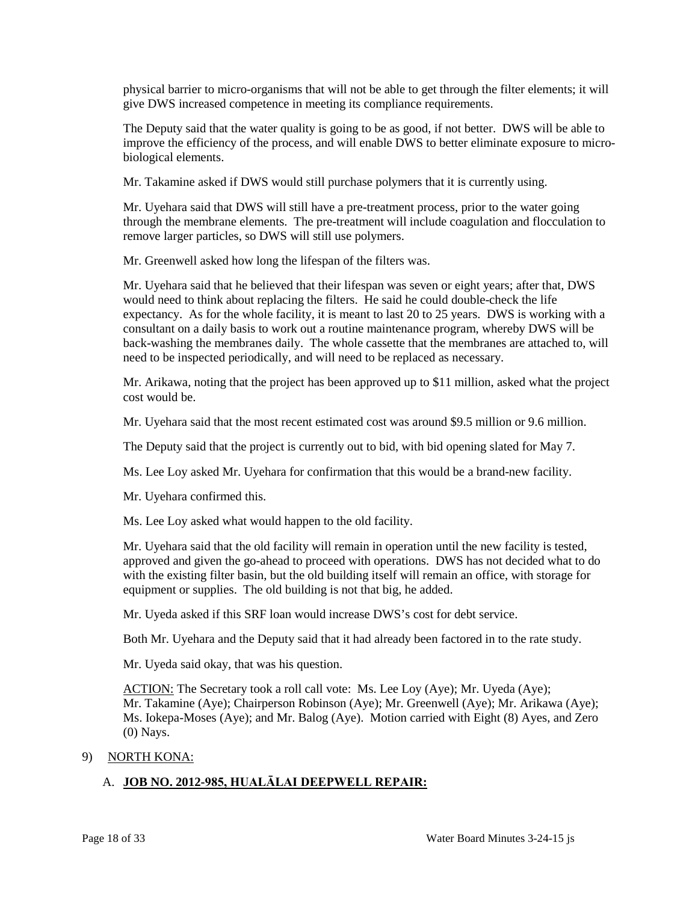physical barrier to micro-organisms that will not be able to get through the filter elements; it will give DWS increased competence in meeting its compliance requirements.

The Deputy said that the water quality is going to be as good, if not better. DWS will be able to improve the efficiency of the process, and will enable DWS to better eliminate exposure to micro-biological elements.

Mr. Takamine asked if DWS would still purchase polymers that it is currently using.

Mr. Uyehara said that DWS will still have a pre-treatment process, prior to the water going through the membrane elements. The pre-treatment will include coagulation and flocculation to remove larger particles, so DWS will still use polymers.

Mr. Greenwell asked how long the lifespan of the filters was.

Mr. Uyehara said that he believed that their lifespan was seven or eight years; after that, DWS would need to think about replacing the filters. He said he could double-check the life expectancy. As for the whole facility, it is meant to last 20 to 25 years. DWS is working with a consultant on a daily basis to work out a routine maintenance program, whereby DWS will be back-washing the membranes daily. The whole cassette that the membranes are attached to, will need to be inspected periodically, and will need to be replaced as necessary.

Mr. Arikawa, noting that the project has been approved up to $11 million, asked what the project cost would be.

Mr. Uyehara said that the most recent estimated cost was around $9.5 million or 9.6 million.

The Deputy said that the project is currently out to bid, with bid opening slated for May 7.

Ms. Lee Loy asked Mr. Uyehara for confirmation that this would be a brand-new facility.

Mr. Uyehara confirmed this.

Ms. Lee Loy asked what would happen to the old facility.

Mr. Uyehara said that the old facility will remain in operation until the new facility is tested, approved and given the go-ahead to proceed with operations. DWS has not decided what to do with the existing filter basin, but the old building itself will remain an office, with storage for equipment or supplies. The old building is not that big, he added.

Mr. Uyeda asked if this SRF loan would increase DWS's cost for debt service.

Both Mr. Uyehara and the Deputy said that it had already been factored in to the rate study.

Mr. Uyeda said okay, that was his question.

ACTION: The Secretary took a roll call vote: Ms. Lee Loy (Aye); Mr. Uyeda (Aye); Mr. Takamine (Aye); Chairperson Robinson (Aye); Mr. Greenwell (Aye); Mr. Arikawa (Aye); Ms. Iokepa-Moses (Aye); and Mr. Balog (Aye). Motion carried with Eight (8) Ayes, and Zero (0) Nays.

9) NORTH KONA:

A. **JOB NO. 2012-985, HUALĀLAI DEEPWELL REPAIR:**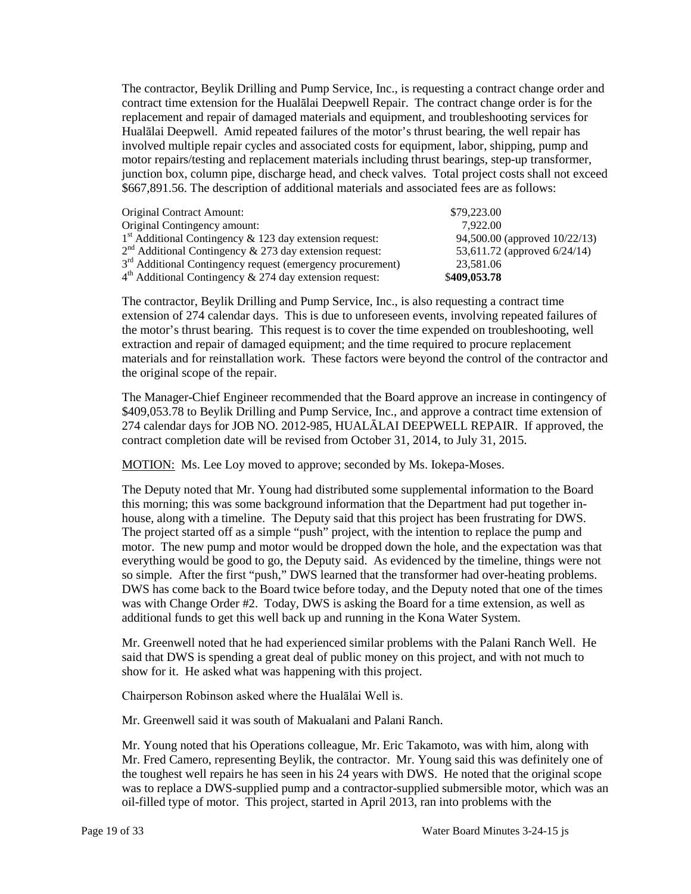The contractor, Beylik Drilling and Pump Service, Inc., is requesting a contract change order and contract time extension for the Hualālai Deepwell Repair. The contract change order is for the replacement and repair of damaged materials and equipment, and troubleshooting services for Hualālai Deepwell. Amid repeated failures of the motor's thrust bearing, the well repair has involved multiple repair cycles and associated costs for equipment, labor, shipping, pump and motor repairs/testing and replacement materials including thrust bearings, step-up transformer, junction box, column pipe, discharge head, and check valves. Total project costs shall not exceed $667,891.56. The description of additional materials and associated fees are as follows:

| | |
|---|---|
| Original Contract Amount: | $79,223.00 |
| Original Contingency amount: | 7,922.00 |
| 1st Additional Contingency & 123 day extension request: | 94,500.00 (approved 10/22/13) |
| 2nd Additional Contingency & 273 day extension request: | 53,611.72 (approved 6/24/14) |
| 3rd Additional Contingency request (emergency procurement) | 23,581.06 |
| 4th Additional Contingency & 274 day extension request: | $**409,053.78** |

The contractor, Beylik Drilling and Pump Service, Inc., is also requesting a contract time extension of 274 calendar days. This is due to unforeseen events, involving repeated failures of the motor's thrust bearing. This request is to cover the time expended on troubleshooting, well extraction and repair of damaged equipment; and the time required to procure replacement materials and for reinstallation work. These factors were beyond the control of the contractor and the original scope of the repair.

The Manager-Chief Engineer recommended that the Board approve an increase in contingency of $409,053.78 to Beylik Drilling and Pump Service, Inc., and approve a contract time extension of 274 calendar days for JOB NO. 2012-985, HUALĀLAI DEEPWELL REPAIR. If approved, the contract completion date will be revised from October 31, 2014, to July 31, 2015.

MOTION: Ms. Lee Loy moved to approve; seconded by Ms. Iokepa-Moses.

The Deputy noted that Mr. Young had distributed some supplemental information to the Board this morning; this was some background information that the Department had put together in-house, along with a timeline. The Deputy said that this project has been frustrating for DWS. The project started off as a simple "push" project, with the intention to replace the pump and motor. The new pump and motor would be dropped down the hole, and the expectation was that everything would be good to go, the Deputy said. As evidenced by the timeline, things were not so simple. After the first "push," DWS learned that the transformer had over-heating problems. DWS has come back to the Board twice before today, and the Deputy noted that one of the times was with Change Order #2. Today, DWS is asking the Board for a time extension, as well as additional funds to get this well back up and running in the Kona Water System.

Mr. Greenwell noted that he had experienced similar problems with the Palani Ranch Well. He said that DWS is spending a great deal of public money on this project, and with not much to show for it. He asked what was happening with this project.

Chairperson Robinson asked where the Hualālai Well is.

Mr. Greenwell said it was south of Makualani and Palani Ranch.

Mr. Young noted that his Operations colleague, Mr. Eric Takamoto, was with him, along with Mr. Fred Camero, representing Beylik, the contractor. Mr. Young said this was definitely one of the toughest well repairs he has seen in his 24 years with DWS. He noted that the original scope was to replace a DWS-supplied pump and a contractor-supplied submersible motor, which was an oil-filled type of motor. This project, started in April 2013, ran into problems with the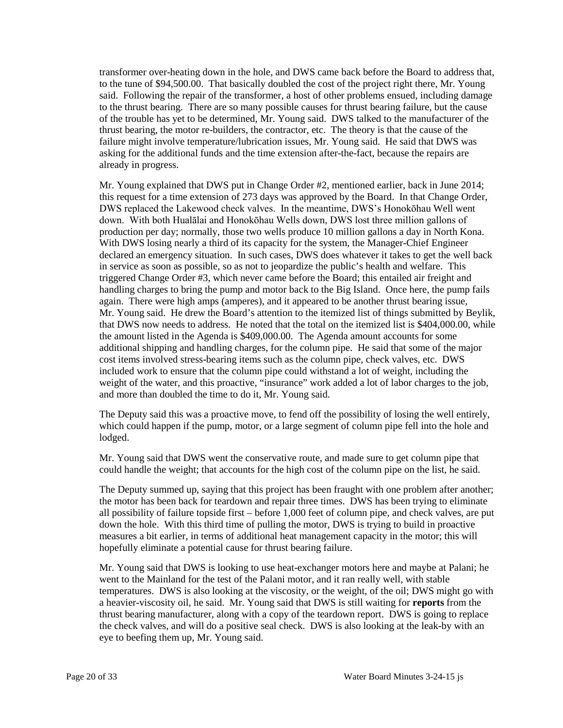transformer over-heating down in the hole, and DWS came back before the Board to address that, to the tune of $94,500.00. That basically doubled the cost of the project right there, Mr. Young said. Following the repair of the transformer, a host of other problems ensued, including damage to the thrust bearing. There are so many possible causes for thrust bearing failure, but the cause of the trouble has yet to be determined, Mr. Young said. DWS talked to the manufacturer of the thrust bearing, the motor re-builders, the contractor, etc. The theory is that the cause of the failure might involve temperature/lubrication issues, Mr. Young said. He said that DWS was asking for the additional funds and the time extension after-the-fact, because the repairs are already in progress.

Mr. Young explained that DWS put in Change Order #2, mentioned earlier, back in June 2014; this request for a time extension of 273 days was approved by the Board. In that Change Order, DWS replaced the Lakewood check valves. In the meantime, DWS's Honokōhau Well went down. With both Hualālai and Honokōhau Wells down, DWS lost three million gallons of production per day; normally, those two wells produce 10 million gallons a day in North Kona. With DWS losing nearly a third of its capacity for the system, the Manager-Chief Engineer declared an emergency situation. In such cases, DWS does whatever it takes to get the well back in service as soon as possible, so as not to jeopardize the public's health and welfare. This triggered Change Order #3, which never came before the Board; this entailed air freight and handling charges to bring the pump and motor back to the Big Island. Once here, the pump fails again. There were high amps (amperes), and it appeared to be another thrust bearing issue, Mr. Young said. He drew the Board's attention to the itemized list of things submitted by Beylik, that DWS now needs to address. He noted that the total on the itemized list is $404,000.00, while the amount listed in the Agenda is $409,000.00. The Agenda amount accounts for some additional shipping and handling charges, for the column pipe. He said that some of the major cost items involved stress-bearing items such as the column pipe, check valves, etc. DWS included work to ensure that the column pipe could withstand a lot of weight, including the weight of the water, and this proactive, "insurance" work added a lot of labor charges to the job, and more than doubled the time to do it, Mr. Young said.

The Deputy said this was a proactive move, to fend off the possibility of losing the well entirely, which could happen if the pump, motor, or a large segment of column pipe fell into the hole and lodged.

Mr. Young said that DWS went the conservative route, and made sure to get column pipe that could handle the weight; that accounts for the high cost of the column pipe on the list, he said.

The Deputy summed up, saying that this project has been fraught with one problem after another; the motor has been back for teardown and repair three times. DWS has been trying to eliminate all possibility of failure topside first – before 1,000 feet of column pipe, and check valves, are put down the hole. With this third time of pulling the motor, DWS is trying to build in proactive measures a bit earlier, in terms of additional heat management capacity in the motor; this will hopefully eliminate a potential cause for thrust bearing failure.

Mr. Young said that DWS is looking to use heat-exchanger motors here and maybe at Palani; he went to the Mainland for the test of the Palani motor, and it ran really well, with stable temperatures. DWS is also looking at the viscosity, or the weight, of the oil; DWS might go with a heavier-viscosity oil, he said. Mr. Young said that DWS is still waiting for **reports** from the thrust bearing manufacturer, along with a copy of the teardown report. DWS is going to replace the check valves, and will do a positive seal check. DWS is also looking at the leak-by with an eye to beefing them up, Mr. Young said.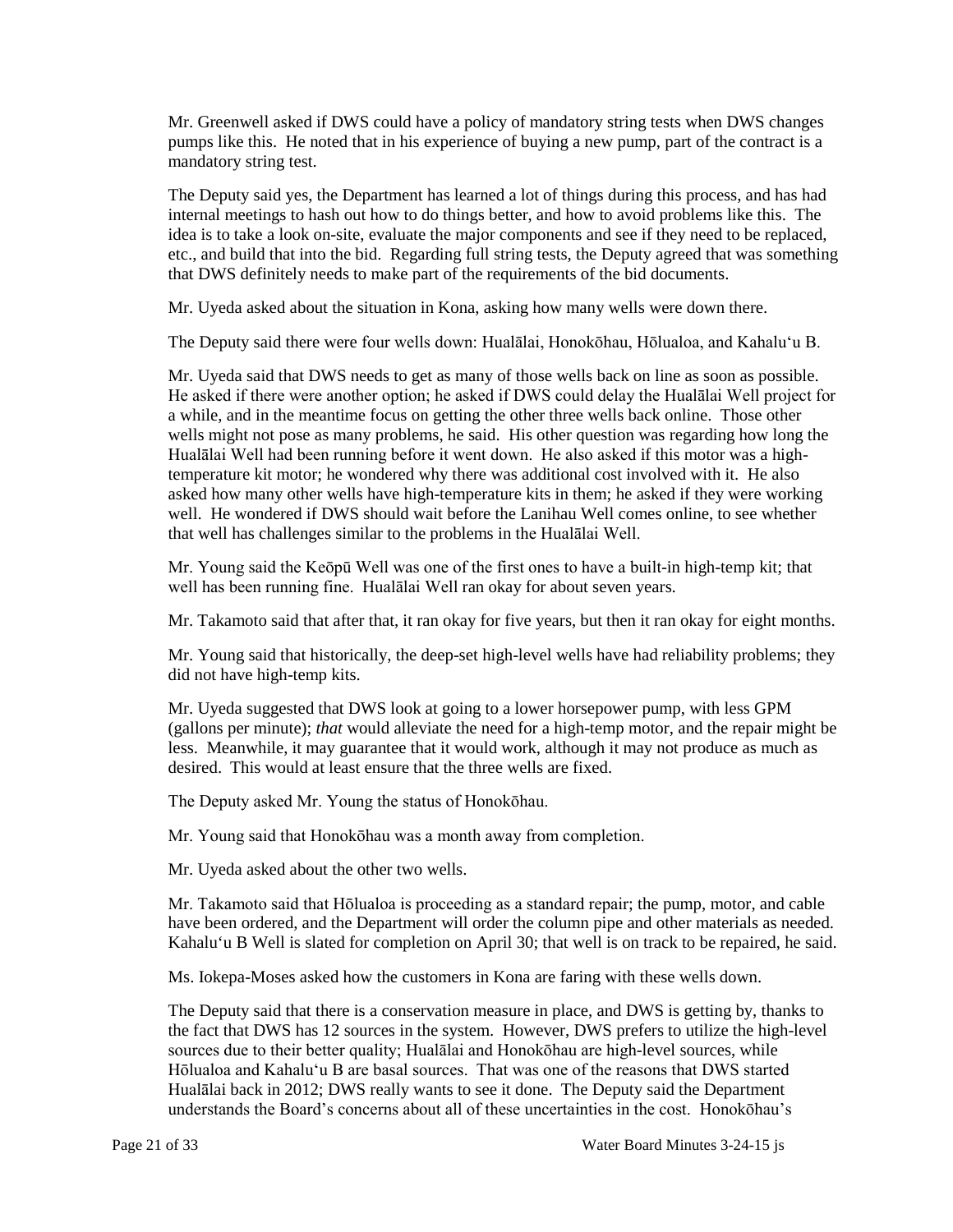Mr. Greenwell asked if DWS could have a policy of mandatory string tests when DWS changes pumps like this. He noted that in his experience of buying a new pump, part of the contract is a mandatory string test.

The Deputy said yes, the Department has learned a lot of things during this process, and has had internal meetings to hash out how to do things better, and how to avoid problems like this. The idea is to take a look on-site, evaluate the major components and see if they need to be replaced, etc., and build that into the bid. Regarding full string tests, the Deputy agreed that was something that DWS definitely needs to make part of the requirements of the bid documents.

Mr. Uyeda asked about the situation in Kona, asking how many wells were down there.

The Deputy said there were four wells down: Hualālai, Honokōhau, Hōlualoa, and Kahalu‘u B.

Mr. Uyeda said that DWS needs to get as many of those wells back on line as soon as possible. He asked if there were another option; he asked if DWS could delay the Hualālai Well project for a while, and in the meantime focus on getting the other three wells back online. Those other wells might not pose as many problems, he said. His other question was regarding how long the Hualālai Well had been running before it went down. He also asked if this motor was a high-temperature kit motor; he wondered why there was additional cost involved with it. He also asked how many other wells have high-temperature kits in them; he asked if they were working well. He wondered if DWS should wait before the Lanihau Well comes online, to see whether that well has challenges similar to the problems in the Hualālai Well.

Mr. Young said the Keōpū Well was one of the first ones to have a built-in high-temp kit; that well has been running fine. Hualālai Well ran okay for about seven years.

Mr. Takamoto said that after that, it ran okay for five years, but then it ran okay for eight months.

Mr. Young said that historically, the deep-set high-level wells have had reliability problems; they did not have high-temp kits.

Mr. Uyeda suggested that DWS look at going to a lower horsepower pump, with less GPM (gallons per minute); *that* would alleviate the need for a high-temp motor, and the repair might be less. Meanwhile, it may guarantee that it would work, although it may not produce as much as desired. This would at least ensure that the three wells are fixed.

The Deputy asked Mr. Young the status of Honokōhau.

Mr. Young said that Honokōhau was a month away from completion.

Mr. Uyeda asked about the other two wells.

Mr. Takamoto said that Hōlualoa is proceeding as a standard repair; the pump, motor, and cable have been ordered, and the Department will order the column pipe and other materials as needed. Kahalu‘u B Well is slated for completion on April 30; that well is on track to be repaired, he said.

Ms. Iokepa-Moses asked how the customers in Kona are faring with these wells down.

The Deputy said that there is a conservation measure in place, and DWS is getting by, thanks to the fact that DWS has 12 sources in the system. However, DWS prefers to utilize the high-level sources due to their better quality; Hualālai and Honokōhau are high-level sources, while Hōlualoa and Kahalu‘u B are basal sources. That was one of the reasons that DWS started Hualālai back in 2012; DWS really wants to see it done. The Deputy said the Department understands the Board’s concerns about all of these uncertainties in the cost. Honokōhau’s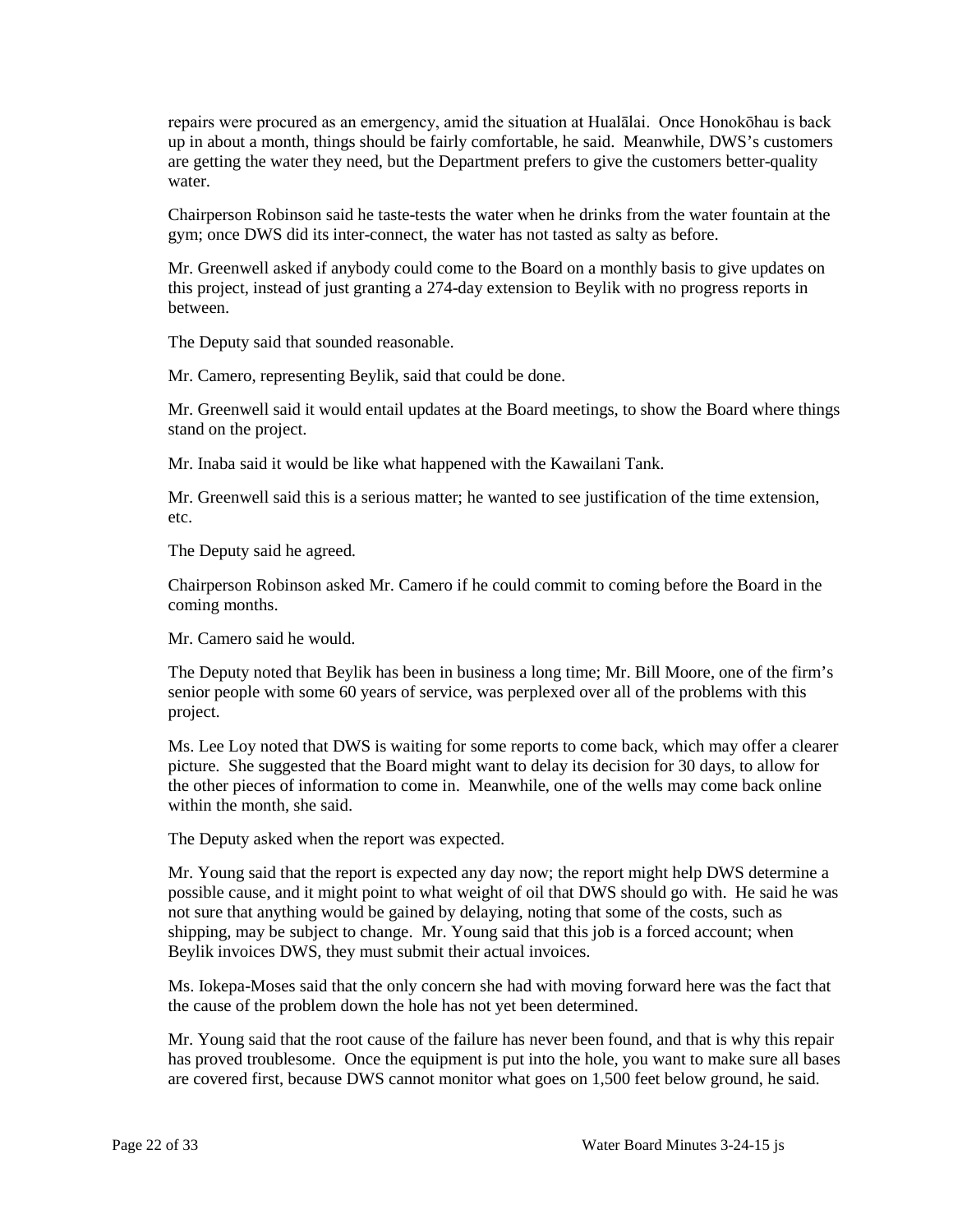repairs were procured as an emergency, amid the situation at Hualālai. Once Honokōhau is back up in about a month, things should be fairly comfortable, he said. Meanwhile, DWS's customers are getting the water they need, but the Department prefers to give the customers better-quality water.

Chairperson Robinson said he taste-tests the water when he drinks from the water fountain at the gym; once DWS did its inter-connect, the water has not tasted as salty as before.

Mr. Greenwell asked if anybody could come to the Board on a monthly basis to give updates on this project, instead of just granting a 274-day extension to Beylik with no progress reports in between.

The Deputy said that sounded reasonable.

Mr. Camero, representing Beylik, said that could be done.

Mr. Greenwell said it would entail updates at the Board meetings, to show the Board where things stand on the project.

Mr. Inaba said it would be like what happened with the Kawailani Tank.

Mr. Greenwell said this is a serious matter; he wanted to see justification of the time extension, etc.

The Deputy said he agreed.

Chairperson Robinson asked Mr. Camero if he could commit to coming before the Board in the coming months.

Mr. Camero said he would.

The Deputy noted that Beylik has been in business a long time; Mr. Bill Moore, one of the firm's senior people with some 60 years of service, was perplexed over all of the problems with this project.

Ms. Lee Loy noted that DWS is waiting for some reports to come back, which may offer a clearer picture. She suggested that the Board might want to delay its decision for 30 days, to allow for the other pieces of information to come in. Meanwhile, one of the wells may come back online within the month, she said.

The Deputy asked when the report was expected.

Mr. Young said that the report is expected any day now; the report might help DWS determine a possible cause, and it might point to what weight of oil that DWS should go with. He said he was not sure that anything would be gained by delaying, noting that some of the costs, such as shipping, may be subject to change. Mr. Young said that this job is a forced account; when Beylik invoices DWS, they must submit their actual invoices.

Ms. Iokepa-Moses said that the only concern she had with moving forward here was the fact that the cause of the problem down the hole has not yet been determined.

Mr. Young said that the root cause of the failure has never been found, and that is why this repair has proved troublesome. Once the equipment is put into the hole, you want to make sure all bases are covered first, because DWS cannot monitor what goes on 1,500 feet below ground, he said.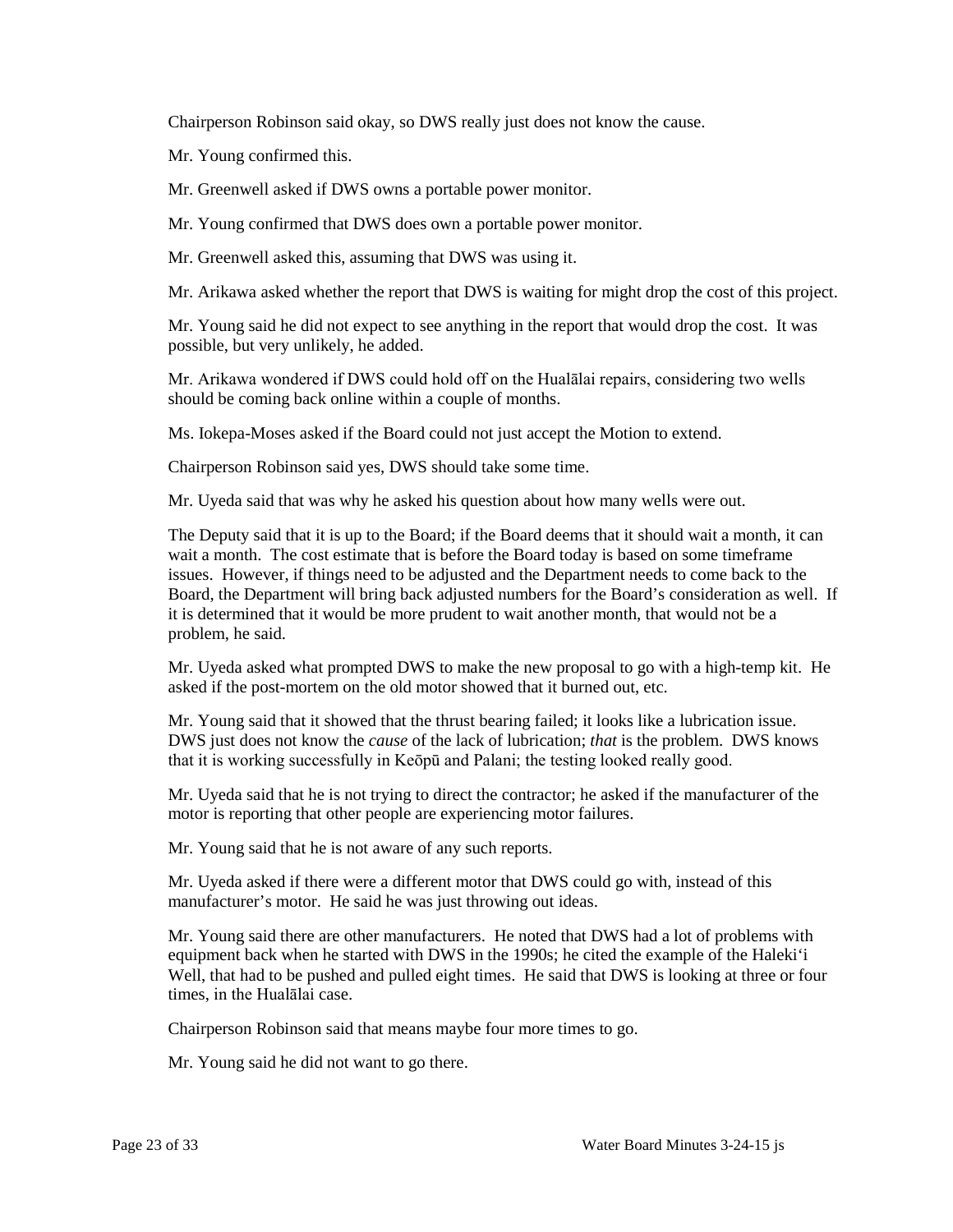Chairperson Robinson said okay, so DWS really just does not know the cause.

Mr. Young confirmed this.

Mr. Greenwell asked if DWS owns a portable power monitor.

Mr. Young confirmed that DWS does own a portable power monitor.

Mr. Greenwell asked this, assuming that DWS was using it.

Mr. Arikawa asked whether the report that DWS is waiting for might drop the cost of this project.

Mr. Young said he did not expect to see anything in the report that would drop the cost. It was possible, but very unlikely, he added.

Mr. Arikawa wondered if DWS could hold off on the Hualālai repairs, considering two wells should be coming back online within a couple of months.

Ms. Iokepa-Moses asked if the Board could not just accept the Motion to extend.

Chairperson Robinson said yes, DWS should take some time.

Mr. Uyeda said that was why he asked his question about how many wells were out.

The Deputy said that it is up to the Board; if the Board deems that it should wait a month, it can wait a month. The cost estimate that is before the Board today is based on some timeframe issues. However, if things need to be adjusted and the Department needs to come back to the Board, the Department will bring back adjusted numbers for the Board's consideration as well. If it is determined that it would be more prudent to wait another month, that would not be a problem, he said.

Mr. Uyeda asked what prompted DWS to make the new proposal to go with a high-temp kit. He asked if the post-mortem on the old motor showed that it burned out, etc.

Mr. Young said that it showed that the thrust bearing failed; it looks like a lubrication issue. DWS just does not know the *cause* of the lack of lubrication; *that* is the problem. DWS knows that it is working successfully in Keōpū and Palani; the testing looked really good.

Mr. Uyeda said that he is not trying to direct the contractor; he asked if the manufacturer of the motor is reporting that other people are experiencing motor failures.

Mr. Young said that he is not aware of any such reports.

Mr. Uyeda asked if there were a different motor that DWS could go with, instead of this manufacturer's motor. He said he was just throwing out ideas.

Mr. Young said there are other manufacturers. He noted that DWS had a lot of problems with equipment back when he started with DWS in the 1990s; he cited the example of the Haleki'i Well, that had to be pushed and pulled eight times. He said that DWS is looking at three or four times, in the Hualālai case.

Chairperson Robinson said that means maybe four more times to go.

Mr. Young said he did not want to go there.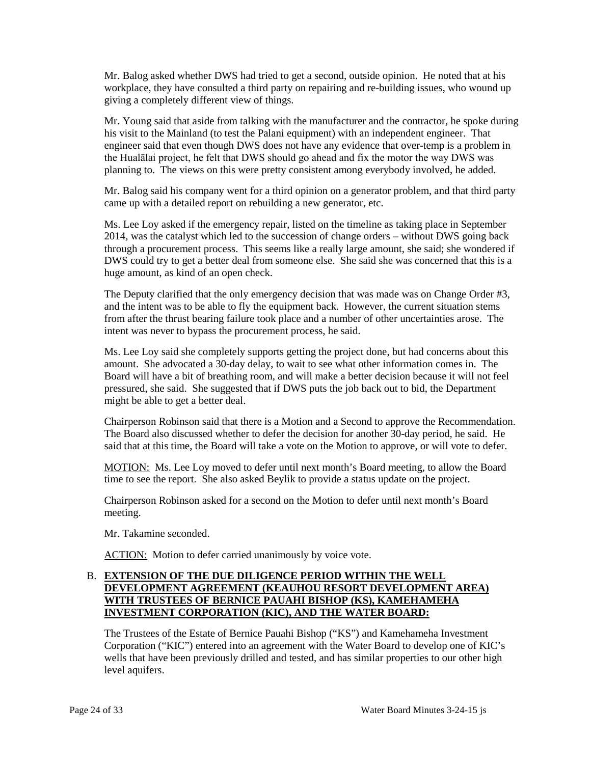Mr. Balog asked whether DWS had tried to get a second, outside opinion. He noted that at his workplace, they have consulted a third party on repairing and re-building issues, who wound up giving a completely different view of things.

Mr. Young said that aside from talking with the manufacturer and the contractor, he spoke during his visit to the Mainland (to test the Palani equipment) with an independent engineer. That engineer said that even though DWS does not have any evidence that over-temp is a problem in the Hualālai project, he felt that DWS should go ahead and fix the motor the way DWS was planning to. The views on this were pretty consistent among everybody involved, he added.

Mr. Balog said his company went for a third opinion on a generator problem, and that third party came up with a detailed report on rebuilding a new generator, etc.

Ms. Lee Loy asked if the emergency repair, listed on the timeline as taking place in September 2014, was the catalyst which led to the succession of change orders – without DWS going back through a procurement process. This seems like a really large amount, she said; she wondered if DWS could try to get a better deal from someone else. She said she was concerned that this is a huge amount, as kind of an open check.

The Deputy clarified that the only emergency decision that was made was on Change Order #3, and the intent was to be able to fly the equipment back. However, the current situation stems from after the thrust bearing failure took place and a number of other uncertainties arose. The intent was never to bypass the procurement process, he said.

Ms. Lee Loy said she completely supports getting the project done, but had concerns about this amount. She advocated a 30-day delay, to wait to see what other information comes in. The Board will have a bit of breathing room, and will make a better decision because it will not feel pressured, she said. She suggested that if DWS puts the job back out to bid, the Department might be able to get a better deal.

Chairperson Robinson said that there is a Motion and a Second to approve the Recommendation. The Board also discussed whether to defer the decision for another 30-day period, he said. He said that at this time, the Board will take a vote on the Motion to approve, or will vote to defer.

<u>MOTION:</u> Ms. Lee Loy moved to defer until next month's Board meeting, to allow the Board time to see the report. She also asked Beylik to provide a status update on the project.

Chairperson Robinson asked for a second on the Motion to defer until next month's Board meeting.

Mr. Takamine seconded.

<u>ACTION:</u> Motion to defer carried unanimously by voice vote.

B. **<u>EXTENSION OF THE DUE DILIGENCE PERIOD WITHIN THE WELL DEVELOPMENT AGREEMENT (KEAUHOU RESORT DEVELOPMENT AREA) WITH TRUSTEES OF BERNICE PAUAHI BISHOP (KS), KAMEHAMEHA INVESTMENT CORPORATION (KIC), AND THE WATER BOARD:</u>**

The Trustees of the Estate of Bernice Pauahi Bishop ("KS") and Kamehameha Investment Corporation ("KIC") entered into an agreement with the Water Board to develop one of KIC's wells that have been previously drilled and tested, and has similar properties to our other high level aquifers.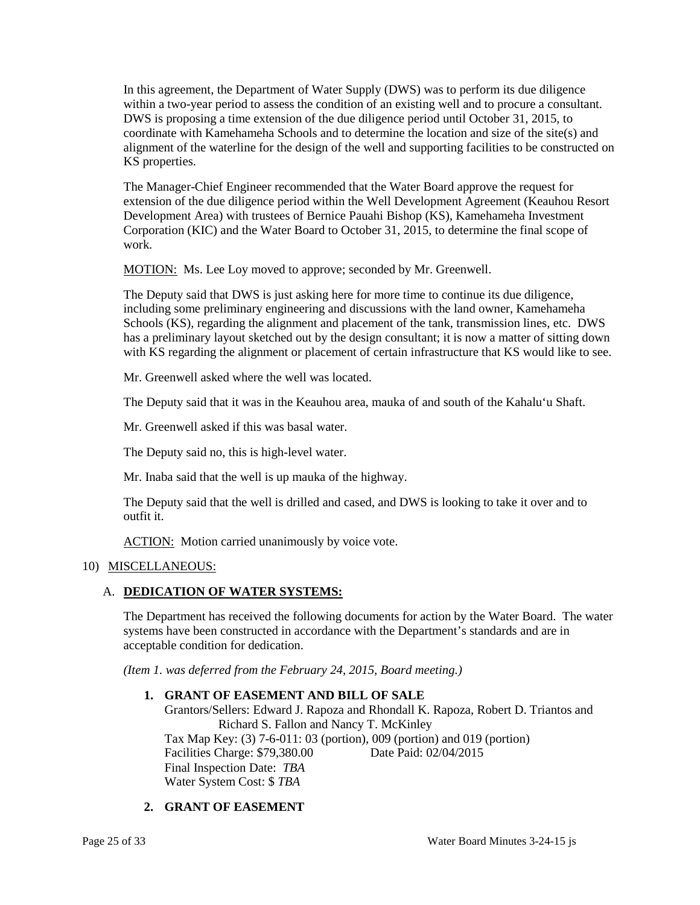In this agreement, the Department of Water Supply (DWS) was to perform its due diligence within a two-year period to assess the condition of an existing well and to procure a consultant. DWS is proposing a time extension of the due diligence period until October 31, 2015, to coordinate with Kamehameha Schools and to determine the location and size of the site(s) and alignment of the waterline for the design of the well and supporting facilities to be constructed on KS properties.

The Manager-Chief Engineer recommended that the Water Board approve the request for extension of the due diligence period within the Well Development Agreement (Keauhou Resort Development Area) with trustees of Bernice Pauahi Bishop (KS), Kamehameha Investment Corporation (KIC) and the Water Board to October 31, 2015, to determine the final scope of work.

MOTION: Ms. Lee Loy moved to approve; seconded by Mr. Greenwell.

The Deputy said that DWS is just asking here for more time to continue its due diligence, including some preliminary engineering and discussions with the land owner, Kamehameha Schools (KS), regarding the alignment and placement of the tank, transmission lines, etc. DWS has a preliminary layout sketched out by the design consultant; it is now a matter of sitting down with KS regarding the alignment or placement of certain infrastructure that KS would like to see.

Mr. Greenwell asked where the well was located.

The Deputy said that it was in the Keauhou area, mauka of and south of the Kahalu‘u Shaft.

Mr. Greenwell asked if this was basal water.

The Deputy said no, this is high-level water.

Mr. Inaba said that the well is up mauka of the highway.

The Deputy said that the well is drilled and cased, and DWS is looking to take it over and to outfit it.

ACTION: Motion carried unanimously by voice vote.

10) MISCELLANEOUS:

A. **DEDICATION OF WATER SYSTEMS:**

The Department has received the following documents for action by the Water Board. The water systems have been constructed in accordance with the Department's standards and are in acceptable condition for dedication.

*(Item 1. was deferred from the February 24, 2015, Board meeting.)*

1. **GRANT OF EASEMENT AND BILL OF SALE**
   Grantors/Sellers: Edward J. Rapoza and Rhondall K. Rapoza, Robert D. Triantos and Richard S. Fallon and Nancy T. McKinley
   Tax Map Key: (3) 7-6-011: 03 (portion), 009 (portion) and 019 (portion)
   Facilities Charge: $79,380.00 Date Paid: 02/04/2015
   Final Inspection Date: *TBA*
   Water System Cost: $ *TBA*

2. **GRANT OF EASEMENT**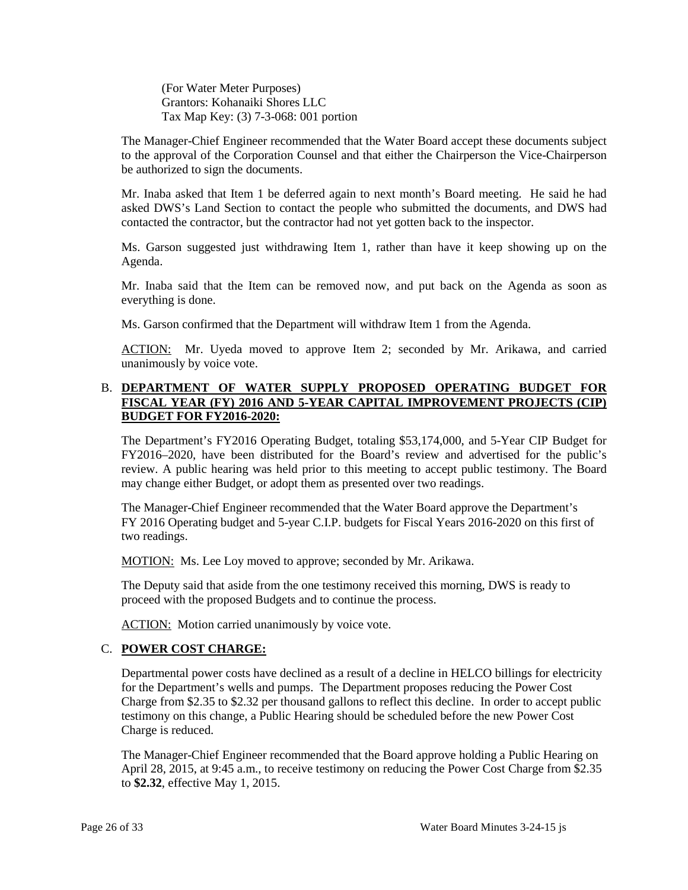(For Water Meter Purposes)
Grantors: Kohanaiki Shores LLC
Tax Map Key: (3) 7-3-068: 001 portion

The Manager-Chief Engineer recommended that the Water Board accept these documents subject to the approval of the Corporation Counsel and that either the Chairperson the Vice-Chairperson be authorized to sign the documents.

Mr. Inaba asked that Item 1 be deferred again to next month's Board meeting. He said he had asked DWS's Land Section to contact the people who submitted the documents, and DWS had contacted the contractor, but the contractor had not yet gotten back to the inspector.

Ms. Garson suggested just withdrawing Item 1, rather than have it keep showing up on the Agenda.

Mr. Inaba said that the Item can be removed now, and put back on the Agenda as soon as everything is done.

Ms. Garson confirmed that the Department will withdraw Item 1 from the Agenda.

ACTION: Mr. Uyeda moved to approve Item 2; seconded by Mr. Arikawa, and carried unanimously by voice vote.

B. **DEPARTMENT OF WATER SUPPLY PROPOSED OPERATING BUDGET FOR FISCAL YEAR (FY) 2016 AND 5-YEAR CAPITAL IMPROVEMENT PROJECTS (CIP) BUDGET FOR FY2016-2020:**

The Department's FY2016 Operating Budget, totaling $53,174,000, and 5-Year CIP Budget for FY2016–2020, have been distributed for the Board's review and advertised for the public's review. A public hearing was held prior to this meeting to accept public testimony. The Board may change either Budget, or adopt them as presented over two readings.

The Manager-Chief Engineer recommended that the Water Board approve the Department's FY 2016 Operating budget and 5-year C.I.P. budgets for Fiscal Years 2016-2020 on this first of two readings.

MOTION: Ms. Lee Loy moved to approve; seconded by Mr. Arikawa.

The Deputy said that aside from the one testimony received this morning, DWS is ready to proceed with the proposed Budgets and to continue the process.

ACTION: Motion carried unanimously by voice vote.

C. **POWER COST CHARGE:**

Departmental power costs have declined as a result of a decline in HELCO billings for electricity for the Department's wells and pumps. The Department proposes reducing the Power Cost Charge from $2.35 to $2.32 per thousand gallons to reflect this decline. In order to accept public testimony on this change, a Public Hearing should be scheduled before the new Power Cost Charge is reduced.

The Manager-Chief Engineer recommended that the Board approve holding a Public Hearing on April 28, 2015, at 9:45 a.m., to receive testimony on reducing the Power Cost Charge from $2.35 to **$2.32**, effective May 1, 2015.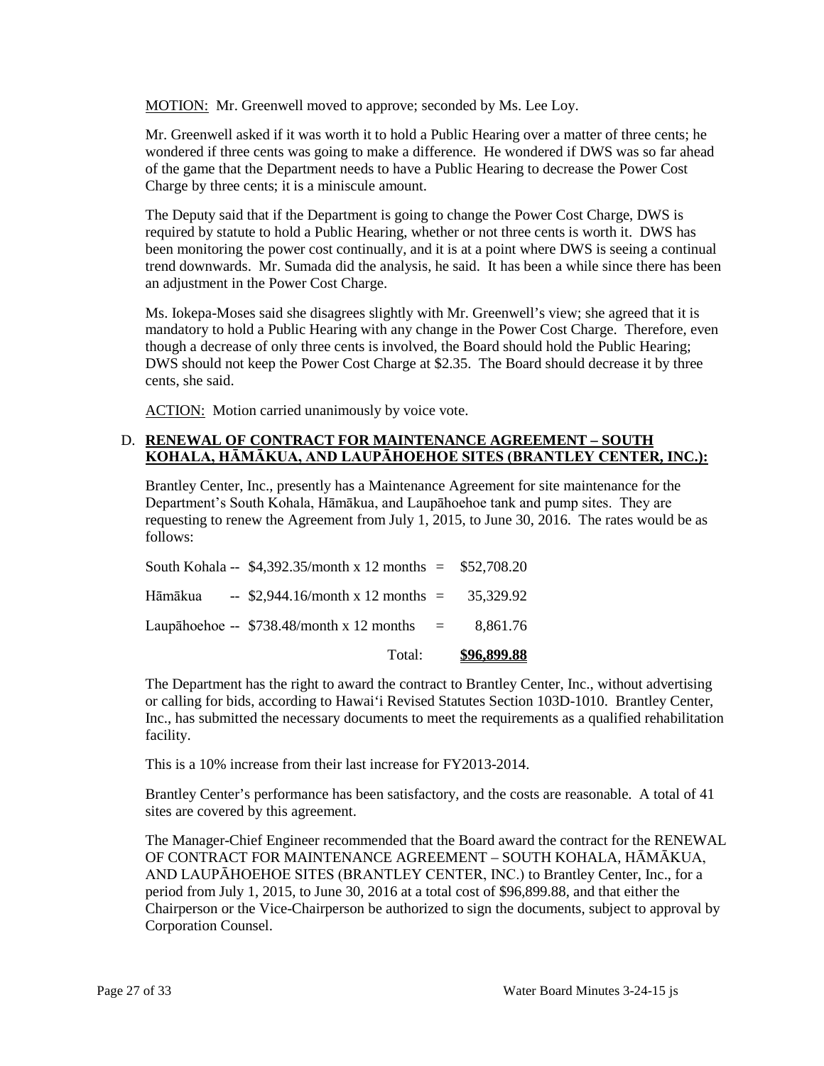MOTION: Mr. Greenwell moved to approve; seconded by Ms. Lee Loy.

Mr. Greenwell asked if it was worth it to hold a Public Hearing over a matter of three cents; he wondered if three cents was going to make a difference. He wondered if DWS was so far ahead of the game that the Department needs to have a Public Hearing to decrease the Power Cost Charge by three cents; it is a miniscule amount.

The Deputy said that if the Department is going to change the Power Cost Charge, DWS is required by statute to hold a Public Hearing, whether or not three cents is worth it. DWS has been monitoring the power cost continually, and it is at a point where DWS is seeing a continual trend downwards. Mr. Sumada did the analysis, he said. It has been a while since there has been an adjustment in the Power Cost Charge.

Ms. Iokepa-Moses said she disagrees slightly with Mr. Greenwell's view; she agreed that it is mandatory to hold a Public Hearing with any change in the Power Cost Charge. Therefore, even though a decrease of only three cents is involved, the Board should hold the Public Hearing; DWS should not keep the Power Cost Charge at $2.35. The Board should decrease it by three cents, she said.

ACTION: Motion carried unanimously by voice vote.

D. **RENEWAL OF CONTRACT FOR MAINTENANCE AGREEMENT – SOUTH KOHALA, HĀMĀKUA, AND LAUPĀHOEHOE SITES (BRANTLEY CENTER, INC.):**

Brantley Center, Inc., presently has a Maintenance Agreement for site maintenance for the Department's South Kohala, Hāmākua, and Laupāhoehoe tank and pump sites. They are requesting to renew the Agreement from July 1, 2015, to June 30, 2016. The rates would be as follows:

| | | | |
|---|---|---|---|
| South Kohala -- | $4,392.35/month x 12 months | = | $52,708.20 |
| Hāmākua -- | $2,944.16/month x 12 months | = | 35,329.92 |
| Laupāhoehoe -- | $738.48/month x 12 months | = | 8,861.76 |
| | Total: | | **$96,899.88** |

The Department has the right to award the contract to Brantley Center, Inc., without advertising or calling for bids, according to Hawai'i Revised Statutes Section 103D-1010. Brantley Center, Inc., has submitted the necessary documents to meet the requirements as a qualified rehabilitation facility.

This is a 10% increase from their last increase for FY2013-2014.

Brantley Center's performance has been satisfactory, and the costs are reasonable. A total of 41 sites are covered by this agreement.

The Manager-Chief Engineer recommended that the Board award the contract for the RENEWAL OF CONTRACT FOR MAINTENANCE AGREEMENT – SOUTH KOHALA, HĀMĀKUA, AND LAUPĀHOEHOE SITES (BRANTLEY CENTER, INC.) to Brantley Center, Inc., for a period from July 1, 2015, to June 30, 2016 at a total cost of $96,899.88, and that either the Chairperson or the Vice-Chairperson be authorized to sign the documents, subject to approval by Corporation Counsel.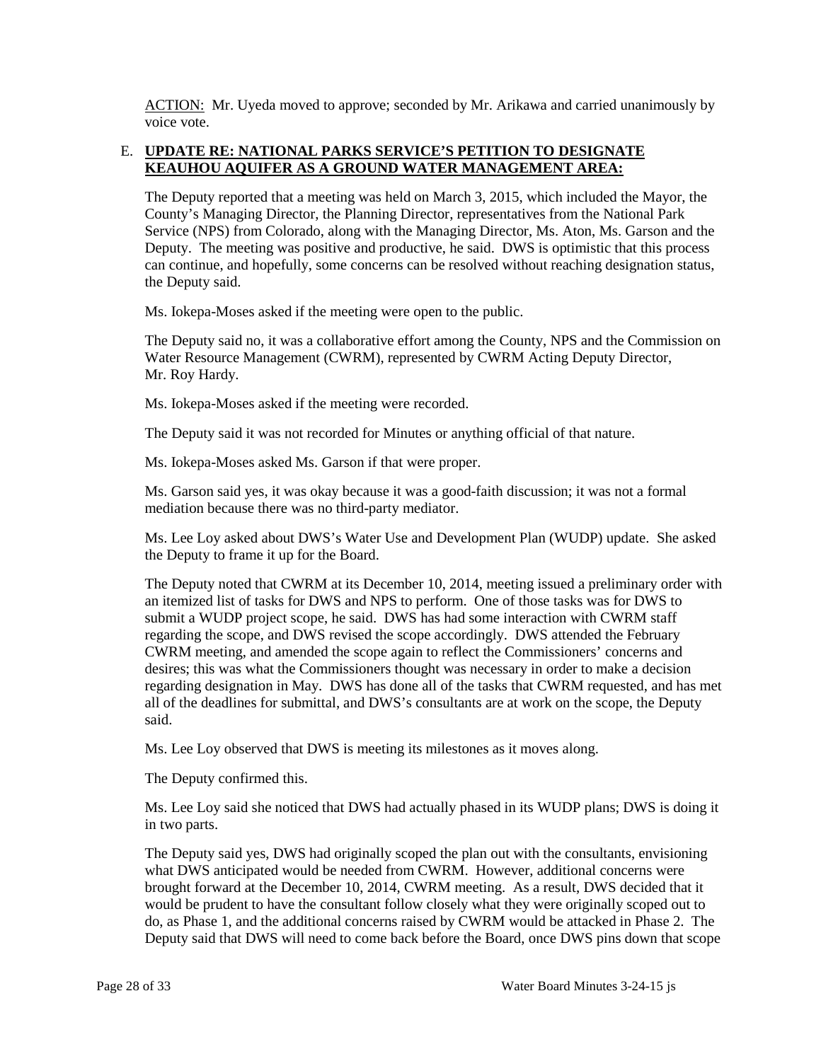ACTION: Mr. Uyeda moved to approve; seconded by Mr. Arikawa and carried unanimously by voice vote.

E. **UPDATE RE: NATIONAL PARKS SERVICE'S PETITION TO DESIGNATE KEAUHOU AQUIFER AS A GROUND WATER MANAGEMENT AREA:**

The Deputy reported that a meeting was held on March 3, 2015, which included the Mayor, the County's Managing Director, the Planning Director, representatives from the National Park Service (NPS) from Colorado, along with the Managing Director, Ms. Aton, Ms. Garson and the Deputy. The meeting was positive and productive, he said. DWS is optimistic that this process can continue, and hopefully, some concerns can be resolved without reaching designation status, the Deputy said.

Ms. Iokepa-Moses asked if the meeting were open to the public.

The Deputy said no, it was a collaborative effort among the County, NPS and the Commission on Water Resource Management (CWRM), represented by CWRM Acting Deputy Director, Mr. Roy Hardy.

Ms. Iokepa-Moses asked if the meeting were recorded.

The Deputy said it was not recorded for Minutes or anything official of that nature.

Ms. Iokepa-Moses asked Ms. Garson if that were proper.

Ms. Garson said yes, it was okay because it was a good-faith discussion; it was not a formal mediation because there was no third-party mediator.

Ms. Lee Loy asked about DWS's Water Use and Development Plan (WUDP) update. She asked the Deputy to frame it up for the Board.

The Deputy noted that CWRM at its December 10, 2014, meeting issued a preliminary order with an itemized list of tasks for DWS and NPS to perform. One of those tasks was for DWS to submit a WUDP project scope, he said. DWS has had some interaction with CWRM staff regarding the scope, and DWS revised the scope accordingly. DWS attended the February CWRM meeting, and amended the scope again to reflect the Commissioners' concerns and desires; this was what the Commissioners thought was necessary in order to make a decision regarding designation in May. DWS has done all of the tasks that CWRM requested, and has met all of the deadlines for submittal, and DWS's consultants are at work on the scope, the Deputy said.

Ms. Lee Loy observed that DWS is meeting its milestones as it moves along.

The Deputy confirmed this.

Ms. Lee Loy said she noticed that DWS had actually phased in its WUDP plans; DWS is doing it in two parts.

The Deputy said yes, DWS had originally scoped the plan out with the consultants, envisioning what DWS anticipated would be needed from CWRM. However, additional concerns were brought forward at the December 10, 2014, CWRM meeting. As a result, DWS decided that it would be prudent to have the consultant follow closely what they were originally scoped out to do, as Phase 1, and the additional concerns raised by CWRM would be attacked in Phase 2. The Deputy said that DWS will need to come back before the Board, once DWS pins down that scope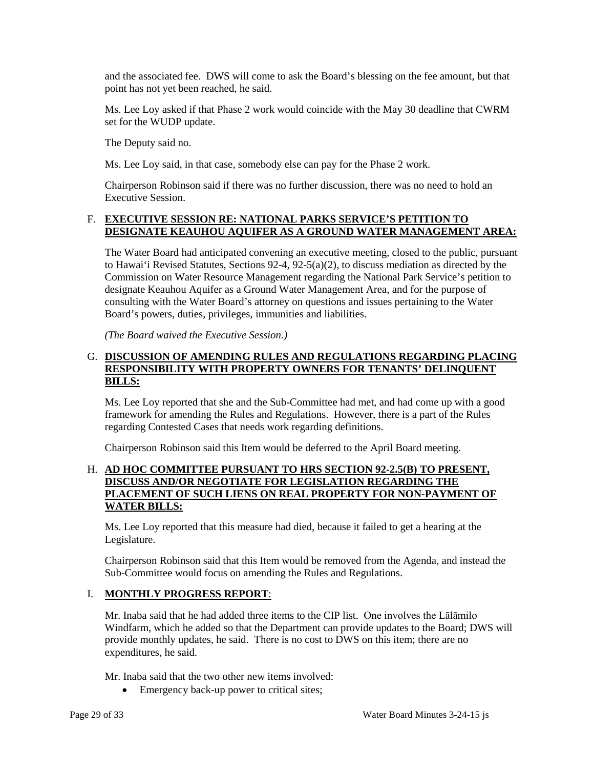and the associated fee. DWS will come to ask the Board's blessing on the fee amount, but that point has not yet been reached, he said.

Ms. Lee Loy asked if that Phase 2 work would coincide with the May 30 deadline that CWRM set for the WUDP update.

The Deputy said no.

Ms. Lee Loy said, in that case, somebody else can pay for the Phase 2 work.

Chairperson Robinson said if there was no further discussion, there was no need to hold an Executive Session.

F. **EXECUTIVE SESSION RE: NATIONAL PARKS SERVICE'S PETITION TO DESIGNATE KEAUHOU AQUIFER AS A GROUND WATER MANAGEMENT AREA:**

The Water Board had anticipated convening an executive meeting, closed to the public, pursuant to Hawai'i Revised Statutes, Sections 92-4, 92-5(a)(2), to discuss mediation as directed by the Commission on Water Resource Management regarding the National Park Service's petition to designate Keauhou Aquifer as a Ground Water Management Area, and for the purpose of consulting with the Water Board's attorney on questions and issues pertaining to the Water Board's powers, duties, privileges, immunities and liabilities.

*(The Board waived the Executive Session.)*

G. **DISCUSSION OF AMENDING RULES AND REGULATIONS REGARDING PLACING RESPONSIBILITY WITH PROPERTY OWNERS FOR TENANTS' DELINQUENT BILLS:**

Ms. Lee Loy reported that she and the Sub-Committee had met, and had come up with a good framework for amending the Rules and Regulations. However, there is a part of the Rules regarding Contested Cases that needs work regarding definitions.

Chairperson Robinson said this Item would be deferred to the April Board meeting.

H. **AD HOC COMMITTEE PURSUANT TO HRS SECTION 92-2.5(B) TO PRESENT, DISCUSS AND/OR NEGOTIATE FOR LEGISLATION REGARDING THE PLACEMENT OF SUCH LIENS ON REAL PROPERTY FOR NON-PAYMENT OF WATER BILLS:**

Ms. Lee Loy reported that this measure had died, because it failed to get a hearing at the Legislature.

Chairperson Robinson said that this Item would be removed from the Agenda, and instead the Sub-Committee would focus on amending the Rules and Regulations.

I. **MONTHLY PROGRESS REPORT**:

Mr. Inaba said that he had added three items to the CIP list. One involves the Lālāmilo Windfarm, which he added so that the Department can provide updates to the Board; DWS will provide monthly updates, he said. There is no cost to DWS on this item; there are no expenditures, he said.

Mr. Inaba said that the two other new items involved:

- Emergency back-up power to critical sites;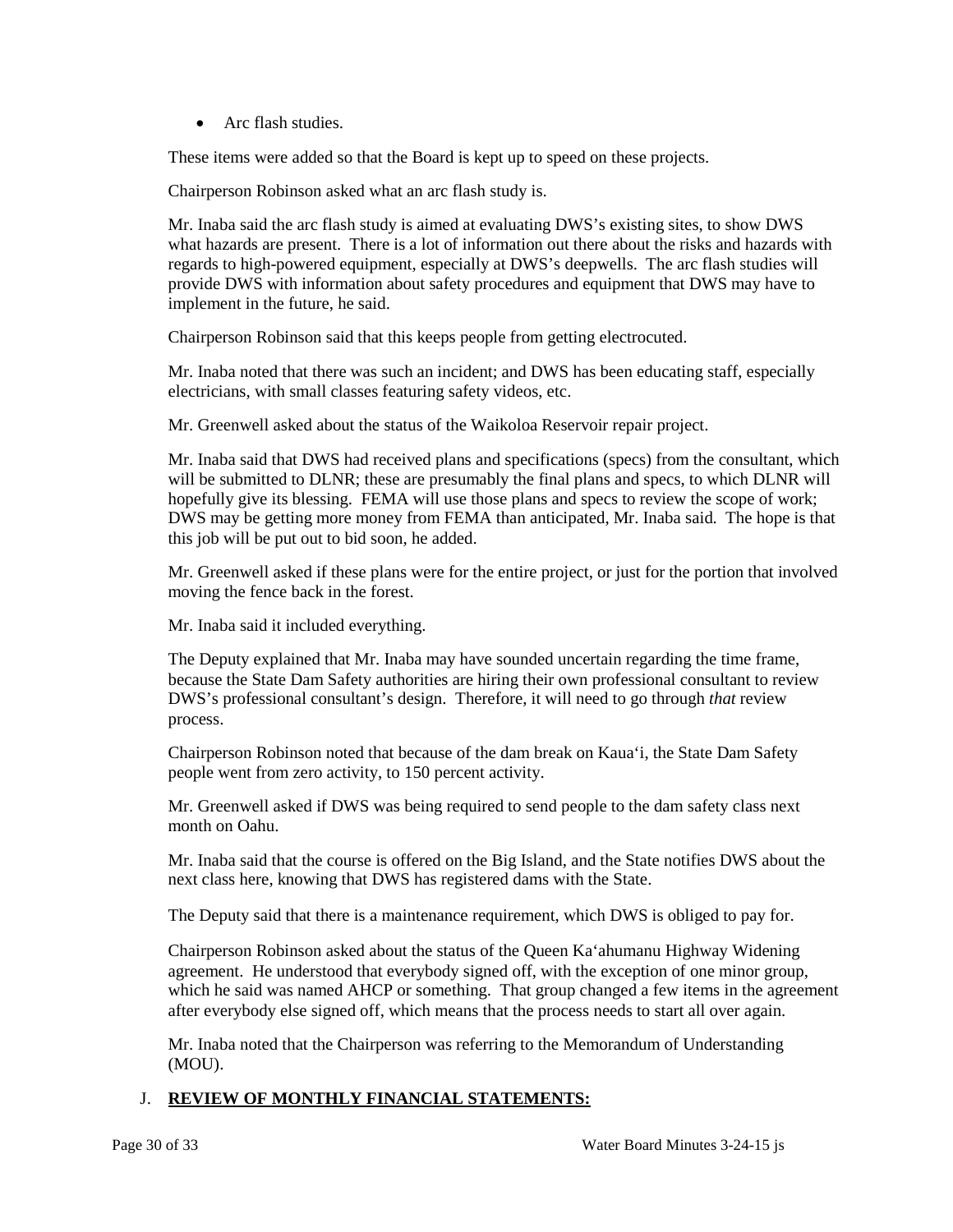- Arc flash studies.

These items were added so that the Board is kept up to speed on these projects.

Chairperson Robinson asked what an arc flash study is.

Mr. Inaba said the arc flash study is aimed at evaluating DWS's existing sites, to show DWS what hazards are present. There is a lot of information out there about the risks and hazards with regards to high-powered equipment, especially at DWS's deepwells. The arc flash studies will provide DWS with information about safety procedures and equipment that DWS may have to implement in the future, he said.

Chairperson Robinson said that this keeps people from getting electrocuted.

Mr. Inaba noted that there was such an incident; and DWS has been educating staff, especially electricians, with small classes featuring safety videos, etc.

Mr. Greenwell asked about the status of the Waikoloa Reservoir repair project.

Mr. Inaba said that DWS had received plans and specifications (specs) from the consultant, which will be submitted to DLNR; these are presumably the final plans and specs, to which DLNR will hopefully give its blessing. FEMA will use those plans and specs to review the scope of work; DWS may be getting more money from FEMA than anticipated, Mr. Inaba said. The hope is that this job will be put out to bid soon, he added.

Mr. Greenwell asked if these plans were for the entire project, or just for the portion that involved moving the fence back in the forest.

Mr. Inaba said it included everything.

The Deputy explained that Mr. Inaba may have sounded uncertain regarding the time frame, because the State Dam Safety authorities are hiring their own professional consultant to review DWS's professional consultant's design. Therefore, it will need to go through *that* review process.

Chairperson Robinson noted that because of the dam break on Kaua'i, the State Dam Safety people went from zero activity, to 150 percent activity.

Mr. Greenwell asked if DWS was being required to send people to the dam safety class next month on Oahu.

Mr. Inaba said that the course is offered on the Big Island, and the State notifies DWS about the next class here, knowing that DWS has registered dams with the State.

The Deputy said that there is a maintenance requirement, which DWS is obliged to pay for.

Chairperson Robinson asked about the status of the Queen Ka'ahumanu Highway Widening agreement. He understood that everybody signed off, with the exception of one minor group, which he said was named AHCP or something. That group changed a few items in the agreement after everybody else signed off, which means that the process needs to start all over again.

Mr. Inaba noted that the Chairperson was referring to the Memorandum of Understanding (MOU).

## J. **REVIEW OF MONTHLY FINANCIAL STATEMENTS:**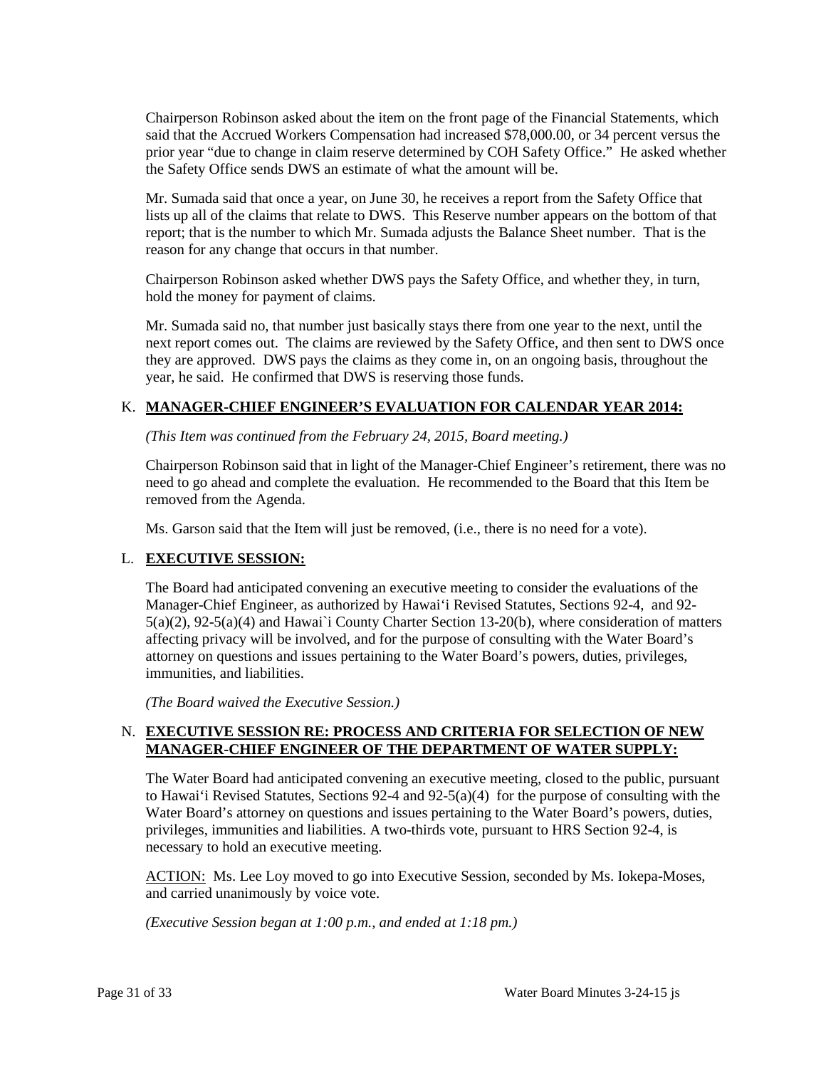Chairperson Robinson asked about the item on the front page of the Financial Statements, which said that the Accrued Workers Compensation had increased $78,000.00, or 34 percent versus the prior year "due to change in claim reserve determined by COH Safety Office." He asked whether the Safety Office sends DWS an estimate of what the amount will be.

Mr. Sumada said that once a year, on June 30, he receives a report from the Safety Office that lists up all of the claims that relate to DWS. This Reserve number appears on the bottom of that report; that is the number to which Mr. Sumada adjusts the Balance Sheet number. That is the reason for any change that occurs in that number.

Chairperson Robinson asked whether DWS pays the Safety Office, and whether they, in turn, hold the money for payment of claims.

Mr. Sumada said no, that number just basically stays there from one year to the next, until the next report comes out. The claims are reviewed by the Safety Office, and then sent to DWS once they are approved. DWS pays the claims as they come in, on an ongoing basis, throughout the year, he said. He confirmed that DWS is reserving those funds.

## K. <u>**MANAGER-CHIEF ENGINEER'S EVALUATION FOR CALENDAR YEAR 2014:**</u>

*(This Item was continued from the February 24, 2015, Board meeting.)*

Chairperson Robinson said that in light of the Manager-Chief Engineer's retirement, there was no need to go ahead and complete the evaluation. He recommended to the Board that this Item be removed from the Agenda.

Ms. Garson said that the Item will just be removed, (i.e., there is no need for a vote).

## L. <u>**EXECUTIVE SESSION:**</u>

The Board had anticipated convening an executive meeting to consider the evaluations of the Manager-Chief Engineer, as authorized by Hawai'i Revised Statutes, Sections 92-4, and 92-5(a)(2), 92-5(a)(4) and Hawai`i County Charter Section 13-20(b), where consideration of matters affecting privacy will be involved, and for the purpose of consulting with the Water Board's attorney on questions and issues pertaining to the Water Board's powers, duties, privileges, immunities, and liabilities.

*(The Board waived the Executive Session.)*

## N. <u>**EXECUTIVE SESSION RE: PROCESS AND CRITERIA FOR SELECTION OF NEW MANAGER-CHIEF ENGINEER OF THE DEPARTMENT OF WATER SUPPLY:**</u>

The Water Board had anticipated convening an executive meeting, closed to the public, pursuant to Hawai'i Revised Statutes, Sections 92-4 and 92-5(a)(4) for the purpose of consulting with the Water Board's attorney on questions and issues pertaining to the Water Board's powers, duties, privileges, immunities and liabilities. A two-thirds vote, pursuant to HRS Section 92-4, is necessary to hold an executive meeting.

<u>ACTION:</u> Ms. Lee Loy moved to go into Executive Session, seconded by Ms. Iokepa-Moses, and carried unanimously by voice vote.

*(Executive Session began at 1:00 p.m., and ended at 1:18 pm.)*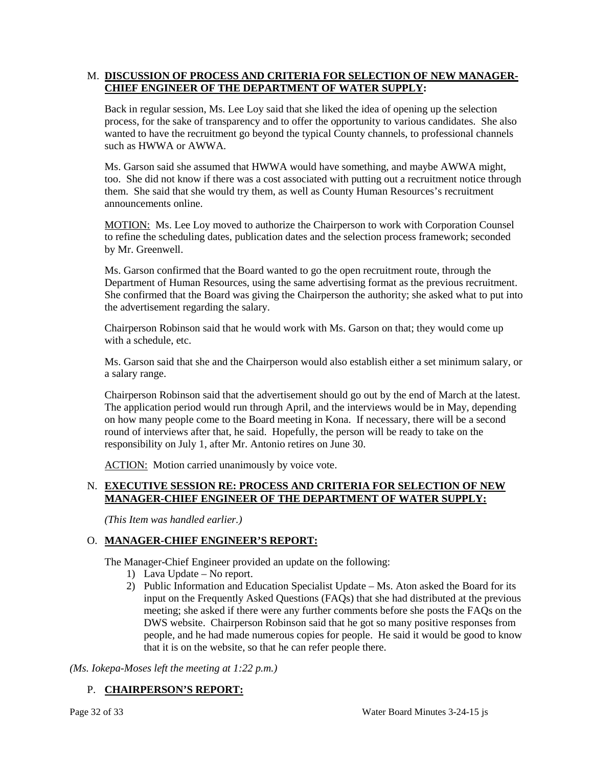M. **DISCUSSION OF PROCESS AND CRITERIA FOR SELECTION OF NEW MANAGER-CHIEF ENGINEER OF THE DEPARTMENT OF WATER SUPPLY:**

Back in regular session, Ms. Lee Loy said that she liked the idea of opening up the selection process, for the sake of transparency and to offer the opportunity to various candidates. She also wanted to have the recruitment go beyond the typical County channels, to professional channels such as HWWA or AWWA.

Ms. Garson said she assumed that HWWA would have something, and maybe AWWA might, too. She did not know if there was a cost associated with putting out a recruitment notice through them. She said that she would try them, as well as County Human Resources's recruitment announcements online.

MOTION: Ms. Lee Loy moved to authorize the Chairperson to work with Corporation Counsel to refine the scheduling dates, publication dates and the selection process framework; seconded by Mr. Greenwell.

Ms. Garson confirmed that the Board wanted to go the open recruitment route, through the Department of Human Resources, using the same advertising format as the previous recruitment. She confirmed that the Board was giving the Chairperson the authority; she asked what to put into the advertisement regarding the salary.

Chairperson Robinson said that he would work with Ms. Garson on that; they would come up with a schedule, etc.

Ms. Garson said that she and the Chairperson would also establish either a set minimum salary, or a salary range.

Chairperson Robinson said that the advertisement should go out by the end of March at the latest. The application period would run through April, and the interviews would be in May, depending on how many people come to the Board meeting in Kona. If necessary, there will be a second round of interviews after that, he said. Hopefully, the person will be ready to take on the responsibility on July 1, after Mr. Antonio retires on June 30.

ACTION: Motion carried unanimously by voice vote.

N. **EXECUTIVE SESSION RE: PROCESS AND CRITERIA FOR SELECTION OF NEW MANAGER-CHIEF ENGINEER OF THE DEPARTMENT OF WATER SUPPLY:**

*(This Item was handled earlier.)*

O. **MANAGER-CHIEF ENGINEER'S REPORT:**

The Manager-Chief Engineer provided an update on the following:

1) Lava Update – No report.
2) Public Information and Education Specialist Update – Ms. Aton asked the Board for its input on the Frequently Asked Questions (FAQs) that she had distributed at the previous meeting; she asked if there were any further comments before she posts the FAQs on the DWS website. Chairperson Robinson said that he got so many positive responses from people, and he had made numerous copies for people. He said it would be good to know that it is on the website, so that he can refer people there.

*(Ms. Iokepa-Moses left the meeting at 1:22 p.m.)*

P. **CHAIRPERSON'S REPORT:**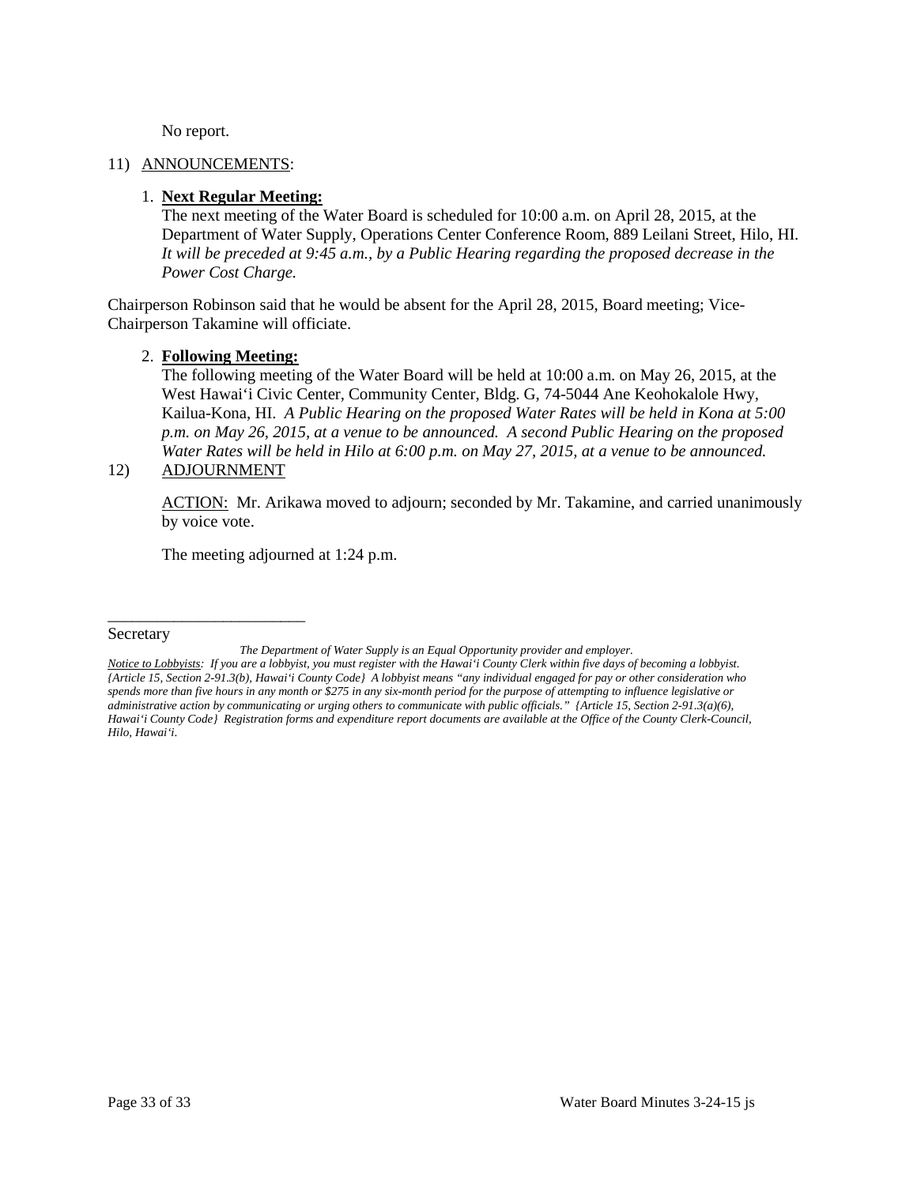No report.

11) ANNOUNCEMENTS:

1. **Next Regular Meeting:**
   The next meeting of the Water Board is scheduled for 10:00 a.m. on April 28, 2015, at the Department of Water Supply, Operations Center Conference Room, 889 Leilani Street, Hilo, HI. *It will be preceded at 9:45 a.m., by a Public Hearing regarding the proposed decrease in the Power Cost Charge.*

Chairperson Robinson said that he would be absent for the April 28, 2015, Board meeting; Vice-Chairperson Takamine will officiate.

2. **Following Meeting:**
   The following meeting of the Water Board will be held at 10:00 a.m. on May 26, 2015, at the West Hawaiʻi Civic Center, Community Center, Bldg. G, 74-5044 Ane Keohokalole Hwy, Kailua-Kona, HI. *A Public Hearing on the proposed Water Rates will be held in Kona at 5:00 p.m. on May 26, 2015, at a venue to be announced. A second Public Hearing on the proposed Water Rates will be held in Hilo at 6:00 p.m. on May 27, 2015, at a venue to be announced.*

12) ADJOURNMENT

ACTION: Mr. Arikawa moved to adjourn; seconded by Mr. Takamine, and carried unanimously by voice vote.

The meeting adjourned at 1:24 p.m.

________________________

Secretary

*The Department of Water Supply is an Equal Opportunity provider and employer.*

*Notice to Lobbyists: If you are a lobbyist, you must register with the Hawaiʻi County Clerk within five days of becoming a lobbyist. {Article 15, Section 2-91.3(b), Hawaiʻi County Code} A lobbyist means "any individual engaged for pay or other consideration who spends more than five hours in any month or $275 in any six-month period for the purpose of attempting to influence legislative or administrative action by communicating or urging others to communicate with public officials." {Article 15, Section 2-91.3(a)(6), Hawaiʻi County Code} Registration forms and expenditure report documents are available at the Office of the County Clerk-Council, Hilo, Hawaiʻi.*